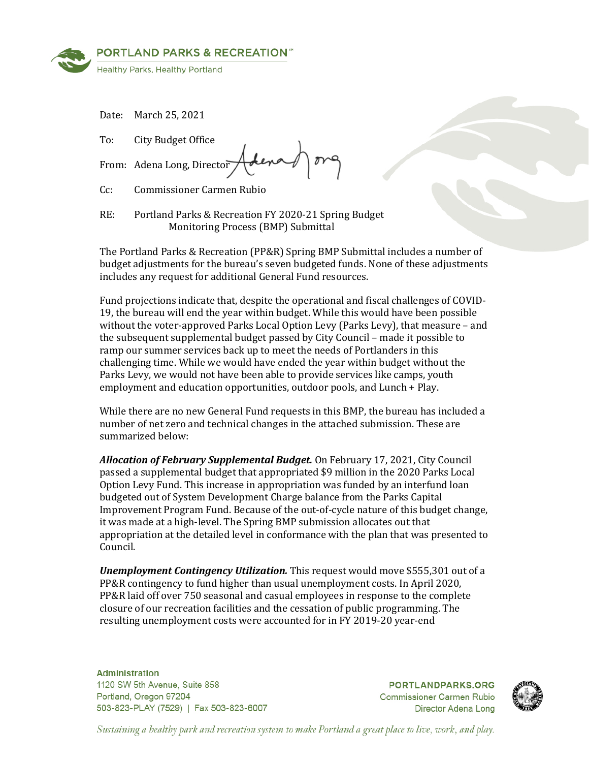PORTLAND PARKS & RECREATION

Healthy Parks, Healthy Portland

Date: March 25, 2021

To: City Budget Office

From: Adena Long, Director

Cc: Commissioner Carmen Rubio

RE: Portland Parks & Recreation FY 2020-21 Spring Budget Monitoring Process (BMP) Submittal

The Portland Parks & Recreation (PP&R) Spring BMP Submittal includes a number of budget adjustments for the bureau's seven budgeted funds. None of these adjustments includes any request for additional General Fund resources.

Fund projections indicate that, despite the operational and fiscal challenges of COVID-19, the bureau will end the year within budget. While this would have been possible without the voter-approved Parks Local Option Levy (Parks Levy), that measure – and the subsequent supplemental budget passed by City Council – made it possible to ramp our summer services back up to meet the needs of Portlanders in this challenging time. While we would have ended the year within budget without the Parks Levy, we would not have been able to provide services like camps, youth employment and education opportunities, outdoor pools, and Lunch + Play.

While there are no new General Fund requests in this BMP, the bureau has included a number of net zero and technical changes in the attached submission. These are summarized below:

***Allocation of February Supplemental Budget.*** On February 17, 2021, City Council passed a supplemental budget that appropriated $9 million in the 2020 Parks Local Option Levy Fund. This increase in appropriation was funded by an interfund loan budgeted out of System Development Charge balance from the Parks Capital Improvement Program Fund. Because of the out-of-cycle nature of this budget change, it was made at a high-level. The Spring BMP submission allocates out that appropriation at the detailed level in conformance with the plan that was presented to Council.

***Unemployment Contingency Utilization.*** This request would move $555,301 out of a PP&R contingency to fund higher than usual unemployment costs. In April 2020, PP&R laid off over 750 seasonal and casual employees in response to the complete closure of our recreation facilities and the cessation of public programming. The resulting unemployment costs were accounted for in FY 2019-20 year-end

Administration
1120 SW 5th Avenue, Suite 858
Portland, Oregon 97204
503-823-PLAY (7529) | Fax 503-823-6007

PORTLANDPARKS.ORG
Commissioner Carmen Rubio
Director Adena Long

*Sustaining a healthy park and recreation system to make Portland a great place to live, work, and play.*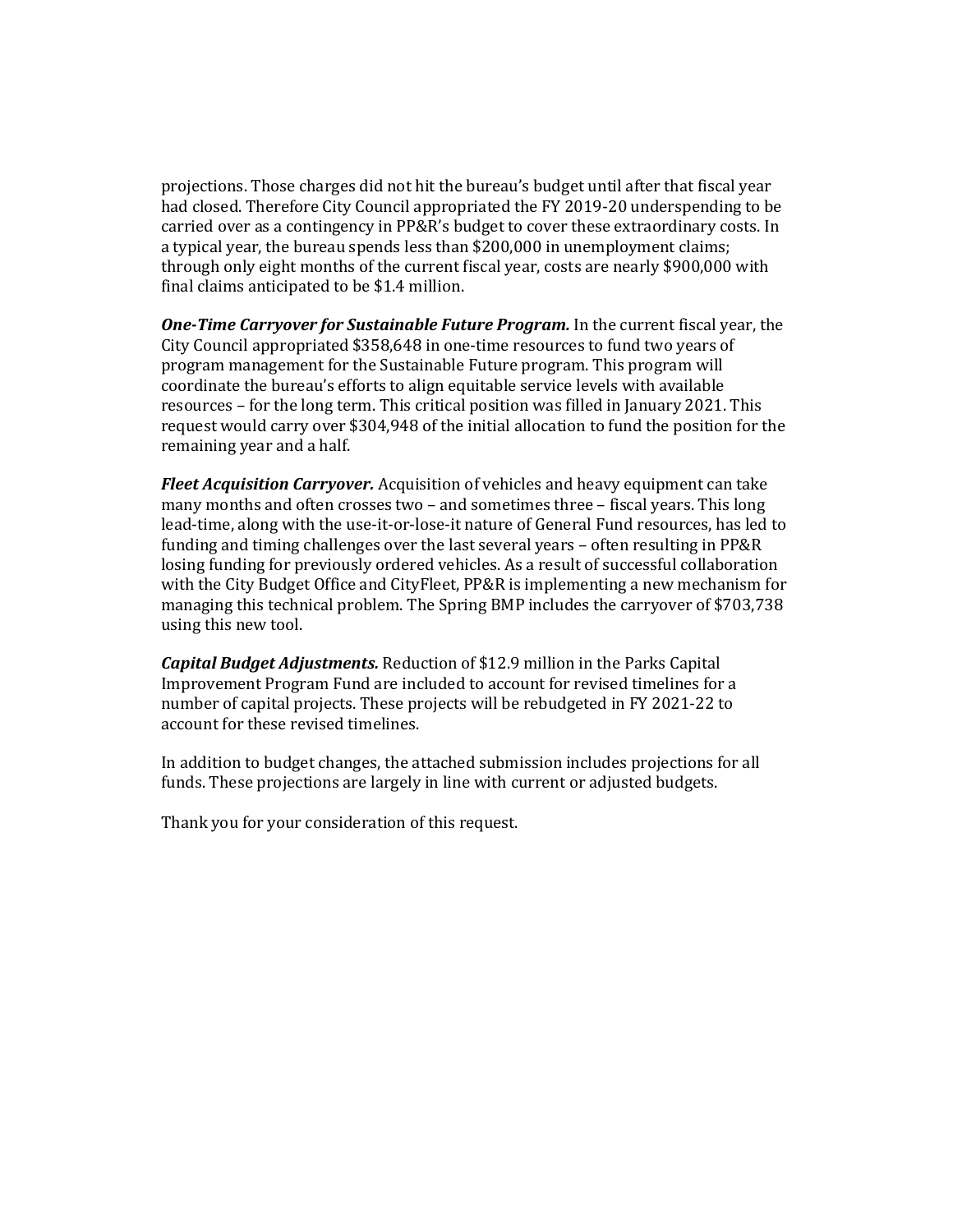projections. Those charges did not hit the bureau's budget until after that fiscal year had closed. Therefore City Council appropriated the FY 2019-20 underspending to be carried over as a contingency in PP&R's budget to cover these extraordinary costs. In a typical year, the bureau spends less than $200,000 in unemployment claims; through only eight months of the current fiscal year, costs are nearly $900,000 with final claims anticipated to be $1.4 million.

***One-Time Carryover for Sustainable Future Program.*** In the current fiscal year, the City Council appropriated $358,648 in one-time resources to fund two years of program management for the Sustainable Future program. This program will coordinate the bureau's efforts to align equitable service levels with available resources – for the long term. This critical position was filled in January 2021. This request would carry over $304,948 of the initial allocation to fund the position for the remaining year and a half.

***Fleet Acquisition Carryover.*** Acquisition of vehicles and heavy equipment can take many months and often crosses two – and sometimes three – fiscal years. This long lead-time, along with the use-it-or-lose-it nature of General Fund resources, has led to funding and timing challenges over the last several years – often resulting in PP&R losing funding for previously ordered vehicles. As a result of successful collaboration with the City Budget Office and CityFleet, PP&R is implementing a new mechanism for managing this technical problem. The Spring BMP includes the carryover of $703,738 using this new tool.

***Capital Budget Adjustments.*** Reduction of $12.9 million in the Parks Capital Improvement Program Fund are included to account for revised timelines for a number of capital projects. These projects will be rebudgeted in FY 2021-22 to account for these revised timelines.

In addition to budget changes, the attached submission includes projections for all funds. These projections are largely in line with current or adjusted budgets.

Thank you for your consideration of this request.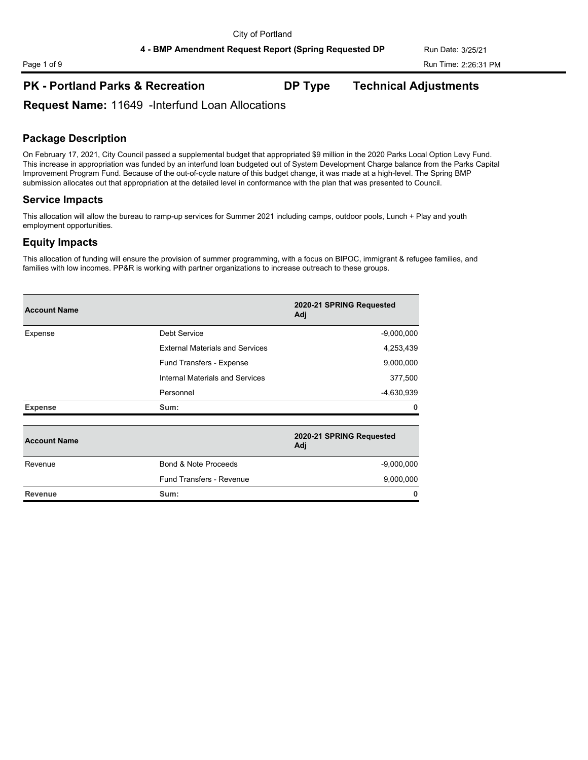## PK - Portland Parks & Recreation — DP Type: Technical Adjustments

**Request Name:** 11649 -Interfund Loan Allocations

### Package Description

On February 17, 2021, City Council passed a supplemental budget that appropriated $9 million in the 2020 Parks Local Option Levy Fund. This increase in appropriation was funded by an interfund loan budgeted out of System Development Charge balance from the Parks Capital Improvement Program Fund. Because of the out-of-cycle nature of this budget change, it was made at a high-level. The Spring BMP submission allocates out that appropriation at the detailed level in conformance with the plan that was presented to Council.

### Service Impacts

This allocation will allow the bureau to ramp-up services for Summer 2021 including camps, outdoor pools, Lunch + Play and youth employment opportunities.

### Equity Impacts

This allocation of funding will ensure the provision of summer programming, with a focus on BIPOC, immigrant & refugee families, and families with low incomes. PP&R is working with partner organizations to increase outreach to these groups.

| Account Name | | 2020-21 SPRING Requested Adj |
|---|---|---|
| Expense | Debt Service | -9,000,000 |
| | External Materials and Services | 4,253,439 |
| | Fund Transfers - Expense | 9,000,000 |
| | Internal Materials and Services | 377,500 |
| | Personnel | -4,630,939 |
| **Expense** | **Sum:** | **0** |

| Account Name | | 2020-21 SPRING Requested Adj |
|---|---|---|
| Revenue | Bond & Note Proceeds | -9,000,000 |
| | Fund Transfers - Revenue | 9,000,000 |
| **Revenue** | **Sum:** | **0** |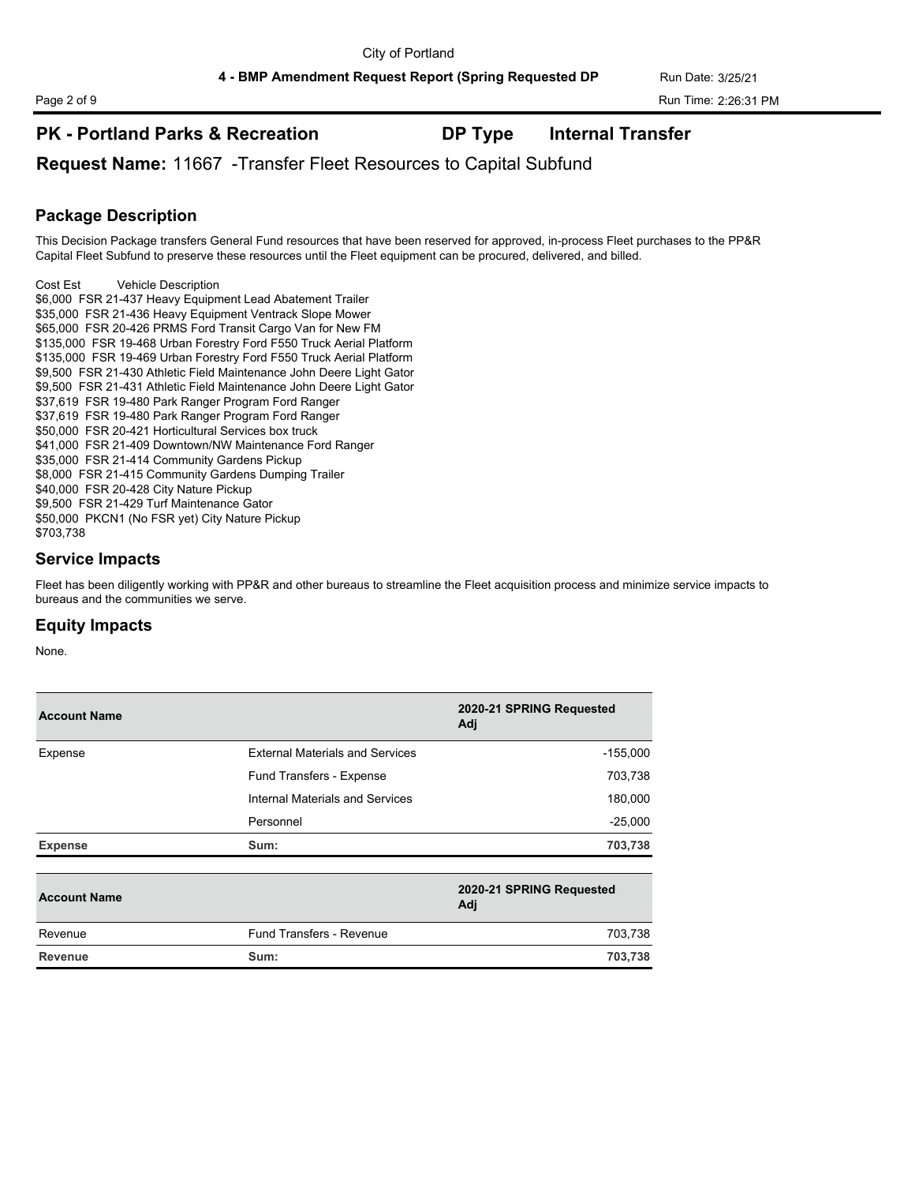## PK - Portland Parks & Recreation **DP Type** **Internal Transfer**

### Request Name: 11667 -Transfer Fleet Resources to Capital Subfund

### Package Description

This Decision Package transfers General Fund resources that have been reserved for approved, in-process Fleet purchases to the PP&R Capital Fleet Subfund to preserve these resources until the Fleet equipment can be procured, delivered, and billed.

Cost Est Vehicle Description
$6,000 FSR 21-437 Heavy Equipment Lead Abatement Trailer
$35,000 FSR 21-436 Heavy Equipment Ventrack Slope Mower
$65,000 FSR 20-426 PRMS Ford Transit Cargo Van for New FM
$135,000 FSR 19-468 Urban Forestry Ford F550 Truck Aerial Platform
$135,000 FSR 19-469 Urban Forestry Ford F550 Truck Aerial Platform
$9,500 FSR 21-430 Athletic Field Maintenance John Deere Light Gator
$9,500 FSR 21-431 Athletic Field Maintenance John Deere Light Gator
$37,619 FSR 19-480 Park Ranger Program Ford Ranger
$37,619 FSR 19-480 Park Ranger Program Ford Ranger
$50,000 FSR 20-421 Horticultural Services box truck
$41,000 FSR 21-409 Downtown/NW Maintenance Ford Ranger
$35,000 FSR 21-414 Community Gardens Pickup
$8,000 FSR 21-415 Community Gardens Dumping Trailer
$40,000 FSR 20-428 City Nature Pickup
$9,500 FSR 21-429 Turf Maintenance Gator
$50,000 PKCN1 (No FSR yet) City Nature Pickup
$703,738

### Service Impacts

Fleet has been diligently working with PP&R and other bureaus to streamline the Fleet acquisition process and minimize service impacts to bureaus and the communities we serve.

### Equity Impacts

None.

| Account Name | | 2020-21 SPRING Requested Adj |
|---|---|---|
| Expense | External Materials and Services | -155,000 |
| | Fund Transfers - Expense | 703,738 |
| | Internal Materials and Services | 180,000 |
| | Personnel | -25,000 |
| **Expense** | **Sum:** | **703,738** |

| Account Name | | 2020-21 SPRING Requested Adj |
|---|---|---|
| Revenue | Fund Transfers - Revenue | 703,738 |
| **Revenue** | **Sum:** | **703,738** |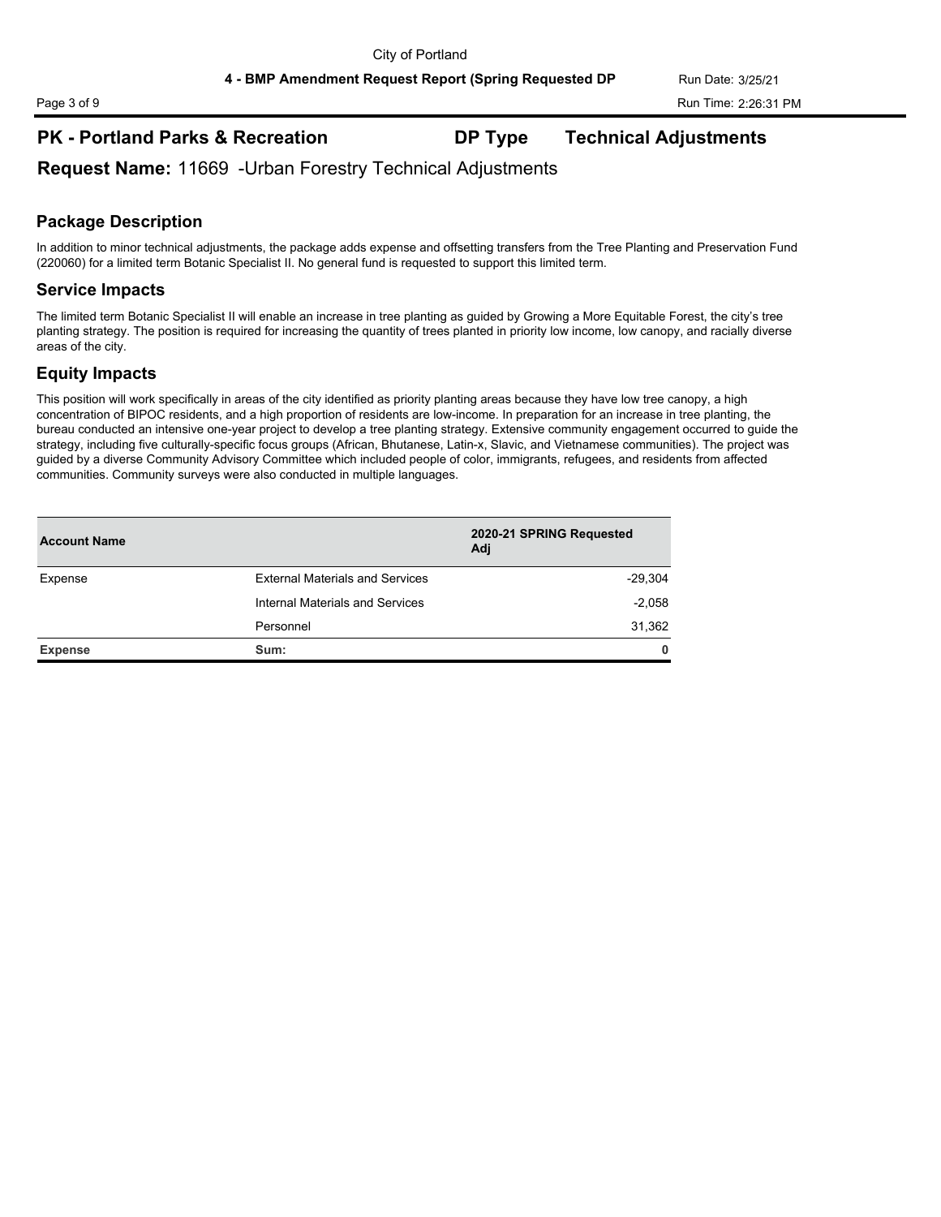## PK - Portland Parks & Recreation **DP Type** **Technical Adjustments**

**Request Name:** 11669 -Urban Forestry Technical Adjustments

### Package Description

In addition to minor technical adjustments, the package adds expense and offsetting transfers from the Tree Planting and Preservation Fund (220060) for a limited term Botanic Specialist II. No general fund is requested to support this limited term.

### Service Impacts

The limited term Botanic Specialist II will enable an increase in tree planting as guided by Growing a More Equitable Forest, the city's tree planting strategy. The position is required for increasing the quantity of trees planted in priority low income, low canopy, and racially diverse areas of the city.

### Equity Impacts

This position will work specifically in areas of the city identified as priority planting areas because they have low tree canopy, a high concentration of BIPOC residents, and a high proportion of residents are low-income. In preparation for an increase in tree planting, the bureau conducted an intensive one-year project to develop a tree planting strategy. Extensive community engagement occurred to guide the strategy, including five culturally-specific focus groups (African, Bhutanese, Latin-x, Slavic, and Vietnamese communities). The project was guided by a diverse Community Advisory Committee which included people of color, immigrants, refugees, and residents from affected communities. Community surveys were also conducted in multiple languages.

| Account Name | | 2020-21 SPRING Requested Adj |
|---|---|---|
| Expense | External Materials and Services | -29,304 |
| | Internal Materials and Services | -2,058 |
| | Personnel | 31,362 |
| **Expense** | **Sum:** | **0** |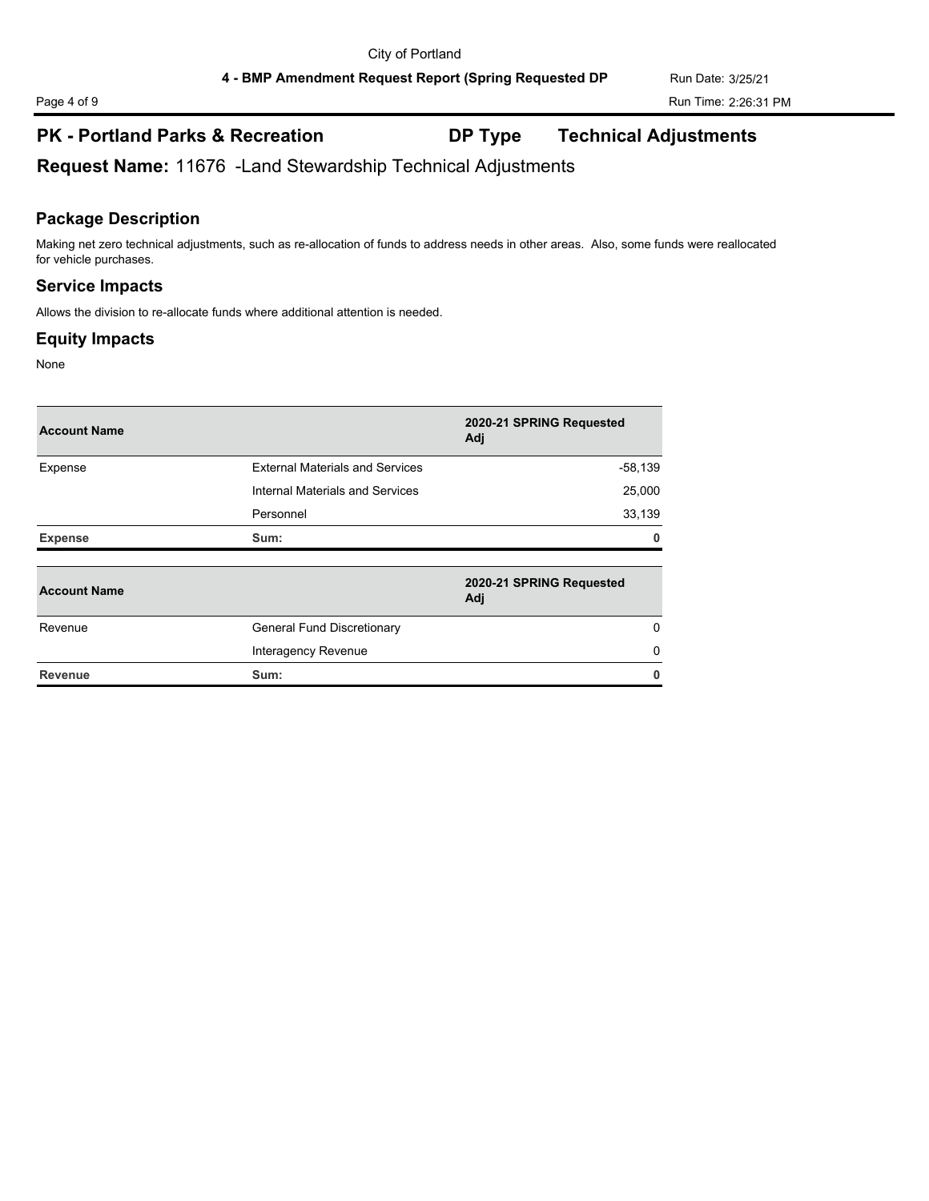## PK - Portland Parks & Recreation    DP Type    Technical Adjustments

**Request Name:** 11676 -Land Stewardship Technical Adjustments

### Package Description

Making net zero technical adjustments, such as re-allocation of funds to address needs in other areas. Also, some funds were reallocated for vehicle purchases.

### Service Impacts

Allows the division to re-allocate funds where additional attention is needed.

### Equity Impacts

None

| Account Name | | 2020-21 SPRING Requested Adj |
|---|---|---|
| Expense | External Materials and Services | -58,139 |
| | Internal Materials and Services | 25,000 |
| | Personnel | 33,139 |
| **Expense** | **Sum:** | **0** |

| Account Name | | 2020-21 SPRING Requested Adj |
|---|---|---|
| Revenue | General Fund Discretionary | 0 |
| | Interagency Revenue | 0 |
| **Revenue** | **Sum:** | **0** |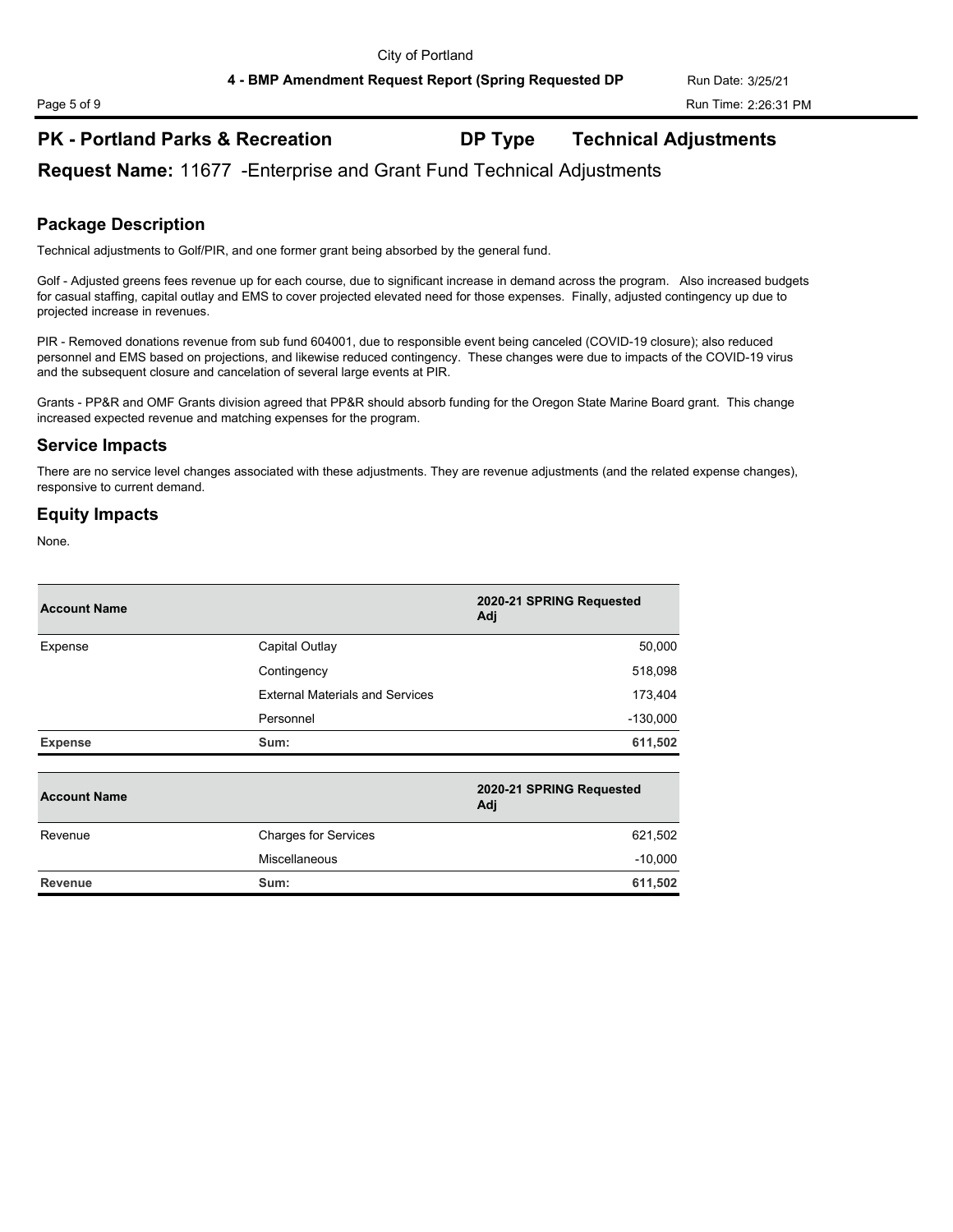## PK - Portland Parks & Recreation

**DP Type** Technical Adjustments

**Request Name:** 11677 -Enterprise and Grant Fund Technical Adjustments

### Package Description

Technical adjustments to Golf/PIR, and one former grant being absorbed by the general fund.

Golf - Adjusted greens fees revenue up for each course, due to significant increase in demand across the program. Also increased budgets for casual staffing, capital outlay and EMS to cover projected elevated need for those expenses. Finally, adjusted contingency up due to projected increase in revenues.

PIR - Removed donations revenue from sub fund 604001, due to responsible event being canceled (COVID-19 closure); also reduced personnel and EMS based on projections, and likewise reduced contingency. These changes were due to impacts of the COVID-19 virus and the subsequent closure and cancelation of several large events at PIR.

Grants - PP&R and OMF Grants division agreed that PP&R should absorb funding for the Oregon State Marine Board grant. This change increased expected revenue and matching expenses for the program.

### Service Impacts

There are no service level changes associated with these adjustments. They are revenue adjustments (and the related expense changes), responsive to current demand.

### Equity Impacts

None.

| Account Name | | 2020-21 SPRING Requested Adj |
|---|---|---|
| Expense | Capital Outlay | 50,000 |
| | Contingency | 518,098 |
| | External Materials and Services | 173,404 |
| | Personnel | -130,000 |
| **Expense** | **Sum:** | **611,502** |

| Account Name | | 2020-21 SPRING Requested Adj |
|---|---|---|
| Revenue | Charges for Services | 621,502 |
| | Miscellaneous | -10,000 |
| **Revenue** | **Sum:** | **611,502** |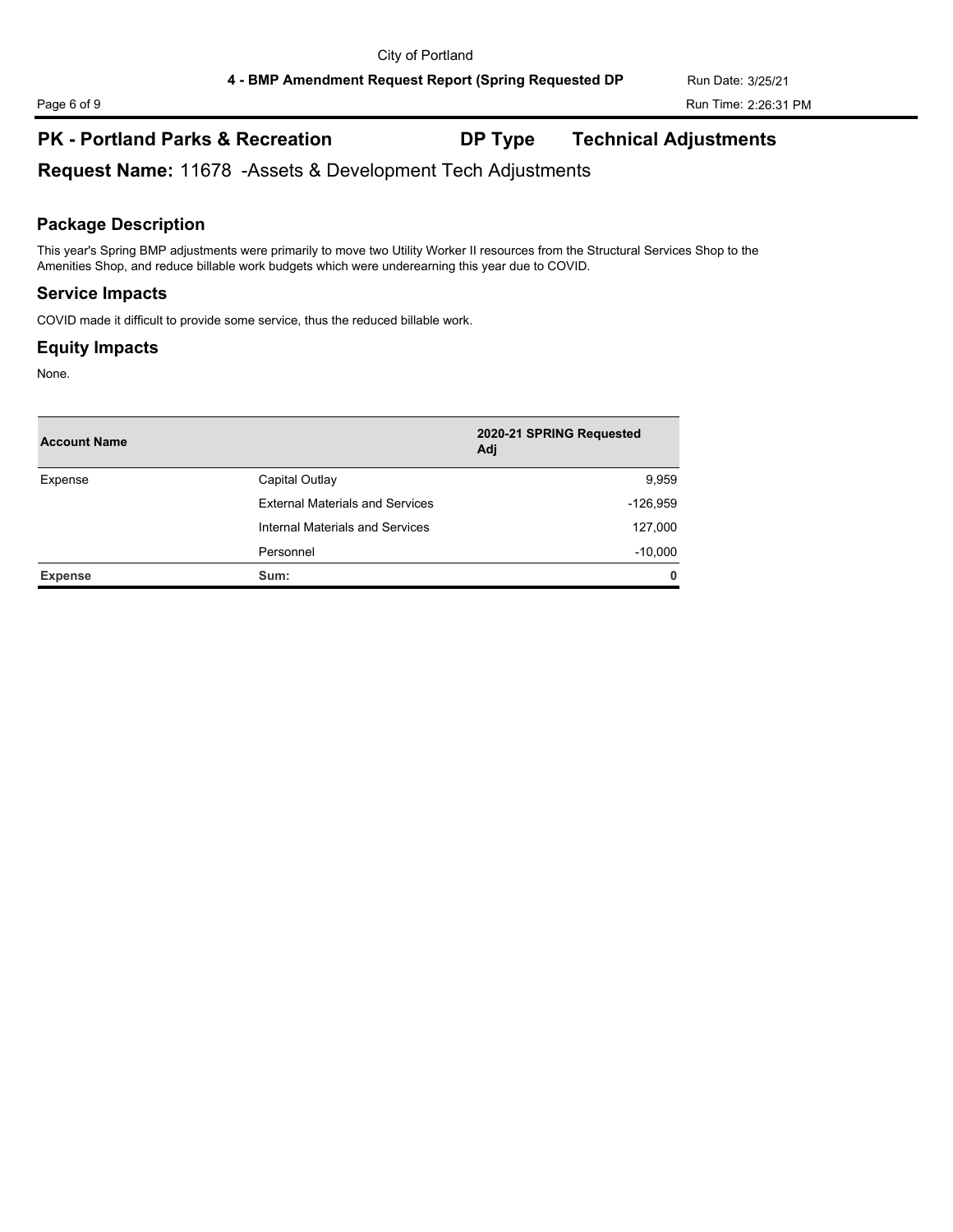## PK - Portland Parks & Recreation  DP Type  Technical Adjustments

**Request Name:** 11678 -Assets & Development Tech Adjustments

### Package Description

This year's Spring BMP adjustments were primarily to move two Utility Worker II resources from the Structural Services Shop to the Amenities Shop, and reduce billable work budgets which were underearning this year due to COVID.

### Service Impacts

COVID made it difficult to provide some service, thus the reduced billable work.

### Equity Impacts

None.

| Account Name | | 2020-21 SPRING Requested Adj |
|---|---|---|
| Expense | Capital Outlay | 9,959 |
| | External Materials and Services | -126,959 |
| | Internal Materials and Services | 127,000 |
| | Personnel | -10,000 |
| **Expense** | **Sum:** | **0** |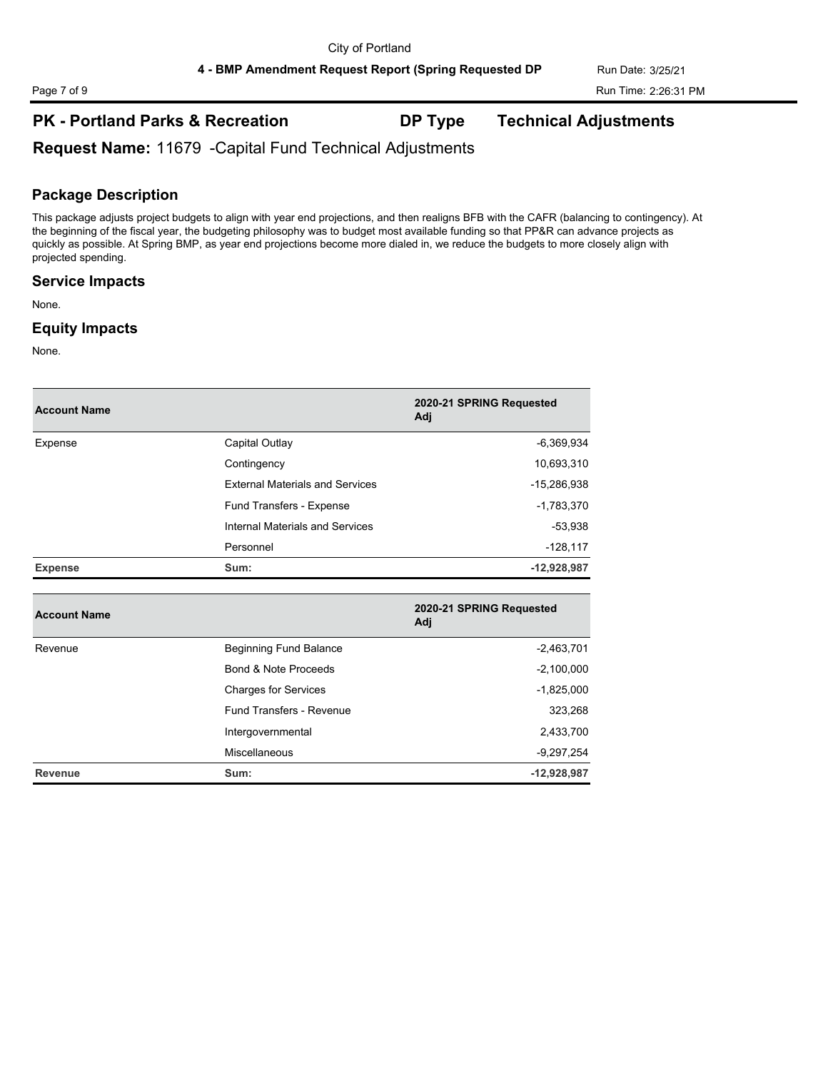## PK - Portland Parks & Recreation    DP Type    Technical Adjustments

**Request Name:** 11679 -Capital Fund Technical Adjustments

### Package Description

This package adjusts project budgets to align with year end projections, and then realigns BFB with the CAFR (balancing to contingency). At the beginning of the fiscal year, the budgeting philosophy was to budget most available funding so that PP&R can advance projects as quickly as possible. At Spring BMP, as year end projections become more dialed in, we reduce the budgets to more closely align with projected spending.

### Service Impacts

None.

### Equity Impacts

None.

| Account Name | | 2020-21 SPRING Requested Adj |
|---|---|---|
| Expense | Capital Outlay | -6,369,934 |
| | Contingency | 10,693,310 |
| | External Materials and Services | -15,286,938 |
| | Fund Transfers - Expense | -1,783,370 |
| | Internal Materials and Services | -53,938 |
| | Personnel | -128,117 |
| **Expense** | **Sum:** | **-12,928,987** |

| Account Name | | 2020-21 SPRING Requested Adj |
|---|---|---|
| Revenue | Beginning Fund Balance | -2,463,701 |
| | Bond & Note Proceeds | -2,100,000 |
| | Charges for Services | -1,825,000 |
| | Fund Transfers - Revenue | 323,268 |
| | Intergovernmental | 2,433,700 |
| | Miscellaneous | -9,297,254 |
| **Revenue** | **Sum:** | **-12,928,987** |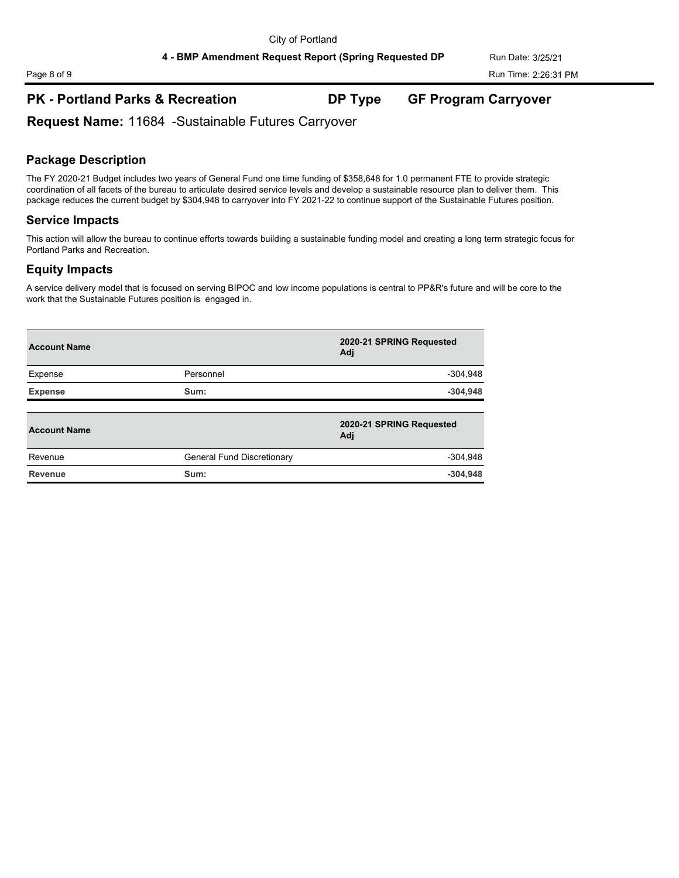## PK - Portland Parks & Recreation DP Type GF Program Carryover

**Request Name:** 11684 -Sustainable Futures Carryover

### Package Description

The FY 2020-21 Budget includes two years of General Fund one time funding of $358,648 for 1.0 permanent FTE to provide strategic coordination of all facets of the bureau to articulate desired service levels and develop a sustainable resource plan to deliver them. This package reduces the current budget by $304,948 to carryover into FY 2021-22 to continue support of the Sustainable Futures position.

### Service Impacts

This action will allow the bureau to continue efforts towards building a sustainable funding model and creating a long term strategic focus for Portland Parks and Recreation.

### Equity Impacts

A service delivery model that is focused on serving BIPOC and low income populations is central to PP&R's future and will be core to the work that the Sustainable Futures position is engaged in.

| Account Name | | 2020-21 SPRING Requested Adj |
|---|---|---|
| Expense | Personnel | -304,948 |
| **Expense** | **Sum:** | **-304,948** |

| Account Name | | 2020-21 SPRING Requested Adj |
|---|---|---|
| Revenue | General Fund Discretionary | -304,948 |
| **Revenue** | **Sum:** | **-304,948** |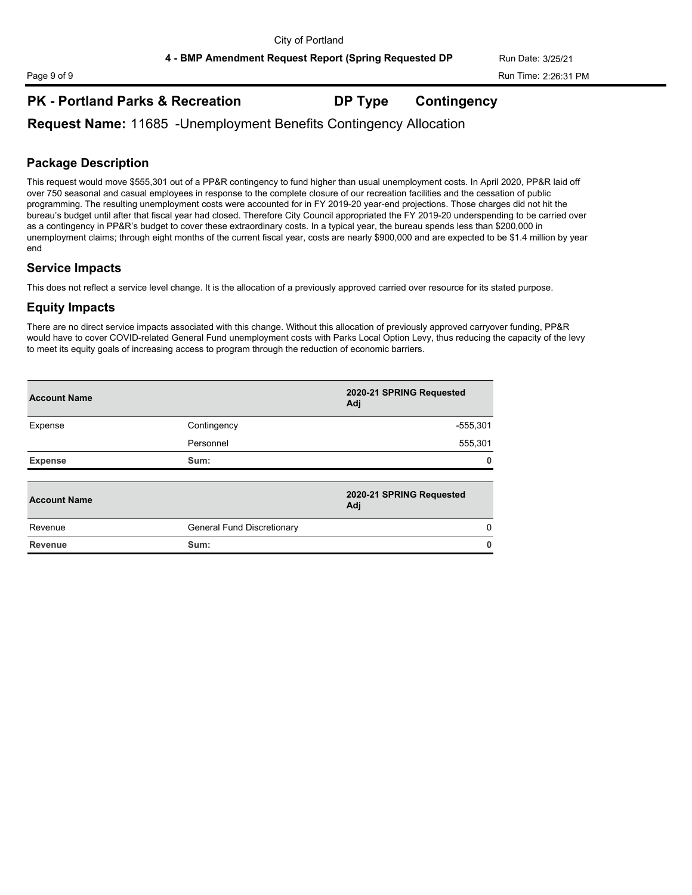## PK - Portland Parks & Recreation    DP Type    Contingency

**Request Name:** 11685 -Unemployment Benefits Contingency Allocation

### Package Description

This request would move $555,301 out of a PP&R contingency to fund higher than usual unemployment costs. In April 2020, PP&R laid off over 750 seasonal and casual employees in response to the complete closure of our recreation facilities and the cessation of public programming. The resulting unemployment costs were accounted for in FY 2019-20 year-end projections. Those charges did not hit the bureau's budget until after that fiscal year had closed. Therefore City Council appropriated the FY 2019-20 underspending to be carried over as a contingency in PP&R's budget to cover these extraordinary costs. In a typical year, the bureau spends less than $200,000 in unemployment claims; through eight months of the current fiscal year, costs are nearly $900,000 and are expected to be $1.4 million by year end

### Service Impacts

This does not reflect a service level change. It is the allocation of a previously approved carried over resource for its stated purpose.

### Equity Impacts

There are no direct service impacts associated with this change. Without this allocation of previously approved carryover funding, PP&R would have to cover COVID-related General Fund unemployment costs with Parks Local Option Levy, thus reducing the capacity of the levy to meet its equity goals of increasing access to program through the reduction of economic barriers.

| Account Name | | 2020-21 SPRING Requested Adj |
|---|---|---|
| Expense | Contingency | -555,301 |
| | Personnel | 555,301 |
| **Expense** | **Sum:** | **0** |

| Account Name | | 2020-21 SPRING Requested Adj |
|---|---|---|
| Revenue | General Fund Discretionary | 0 |
| **Revenue** | **Sum:** | **0** |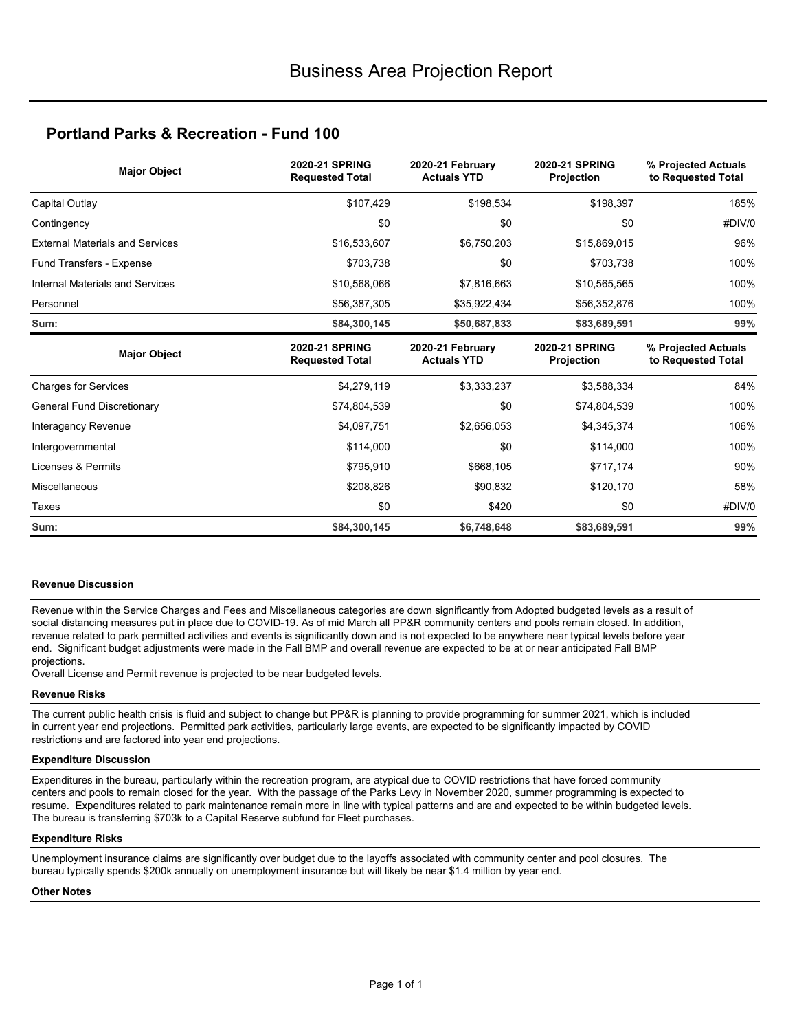# Business Area Projection Report

## Portland Parks & Recreation - Fund 100

| Major Object | 2020-21 SPRING Requested Total | 2020-21 February Actuals YTD | 2020-21 SPRING Projection | % Projected Actuals to Requested Total |
|---|---|---|---|---|
| Capital Outlay | $107,429 | $198,534 | $198,397 | 185% |
| Contingency | $0 | $0 | $0 | #DIV/0 |
| External Materials and Services | $16,533,607 | $6,750,203 | $15,869,015 | 96% |
| Fund Transfers - Expense | $703,738 | $0 | $703,738 | 100% |
| Internal Materials and Services | $10,568,066 | $7,816,663 | $10,565,565 | 100% |
| Personnel | $56,387,305 | $35,922,434 | $56,352,876 | 100% |
| **Sum:** | **$84,300,145** | **$50,687,833** | **$83,689,591** | **99%** |

| Major Object | 2020-21 SPRING Requested Total | 2020-21 February Actuals YTD | 2020-21 SPRING Projection | % Projected Actuals to Requested Total |
|---|---|---|---|---|
| Charges for Services | $4,279,119 | $3,333,237 | $3,588,334 | 84% |
| General Fund Discretionary | $74,804,539 | $0 | $74,804,539 | 100% |
| Interagency Revenue | $4,097,751 | $2,656,053 | $4,345,374 | 106% |
| Intergovernmental | $114,000 | $0 | $114,000 | 100% |
| Licenses & Permits | $795,910 | $668,105 | $717,174 | 90% |
| Miscellaneous | $208,826 | $90,832 | $120,170 | 58% |
| Taxes | $0 | $420 | $0 | #DIV/0 |
| **Sum:** | **$84,300,145** | **$6,748,648** | **$83,689,591** | **99%** |

**Revenue Discussion**

Revenue within the Service Charges and Fees and Miscellaneous categories are down significantly from Adopted budgeted levels as a result of social distancing measures put in place due to COVID-19. As of mid March all PP&R community centers and pools remain closed. In addition, revenue related to park permitted activities and events is significantly down and is not expected to be anywhere near typical levels before year end. Significant budget adjustments were made in the Fall BMP and overall revenue are expected to be at or near anticipated Fall BMP projections.
Overall License and Permit revenue is projected to be near budgeted levels.

**Revenue Risks**

The current public health crisis is fluid and subject to change but PP&R is planning to provide programming for summer 2021, which is included in current year end projections. Permitted park activities, particularly large events, are expected to be significantly impacted by COVID restrictions and are factored into year end projections.

**Expenditure Discussion**

Expenditures in the bureau, particularly within the recreation program, are atypical due to COVID restrictions that have forced community centers and pools to remain closed for the year. With the passage of the Parks Levy in November 2020, summer programming is expected to resume. Expenditures related to park maintenance remain more in line with typical patterns and are and expected to be within budgeted levels. The bureau is transferring $703k to a Capital Reserve subfund for Fleet purchases.

**Expenditure Risks**

Unemployment insurance claims are significantly over budget due to the layoffs associated with community center and pool closures. The bureau typically spends $200k annually on unemployment insurance but will likely be near $1.4 million by year end.

**Other Notes**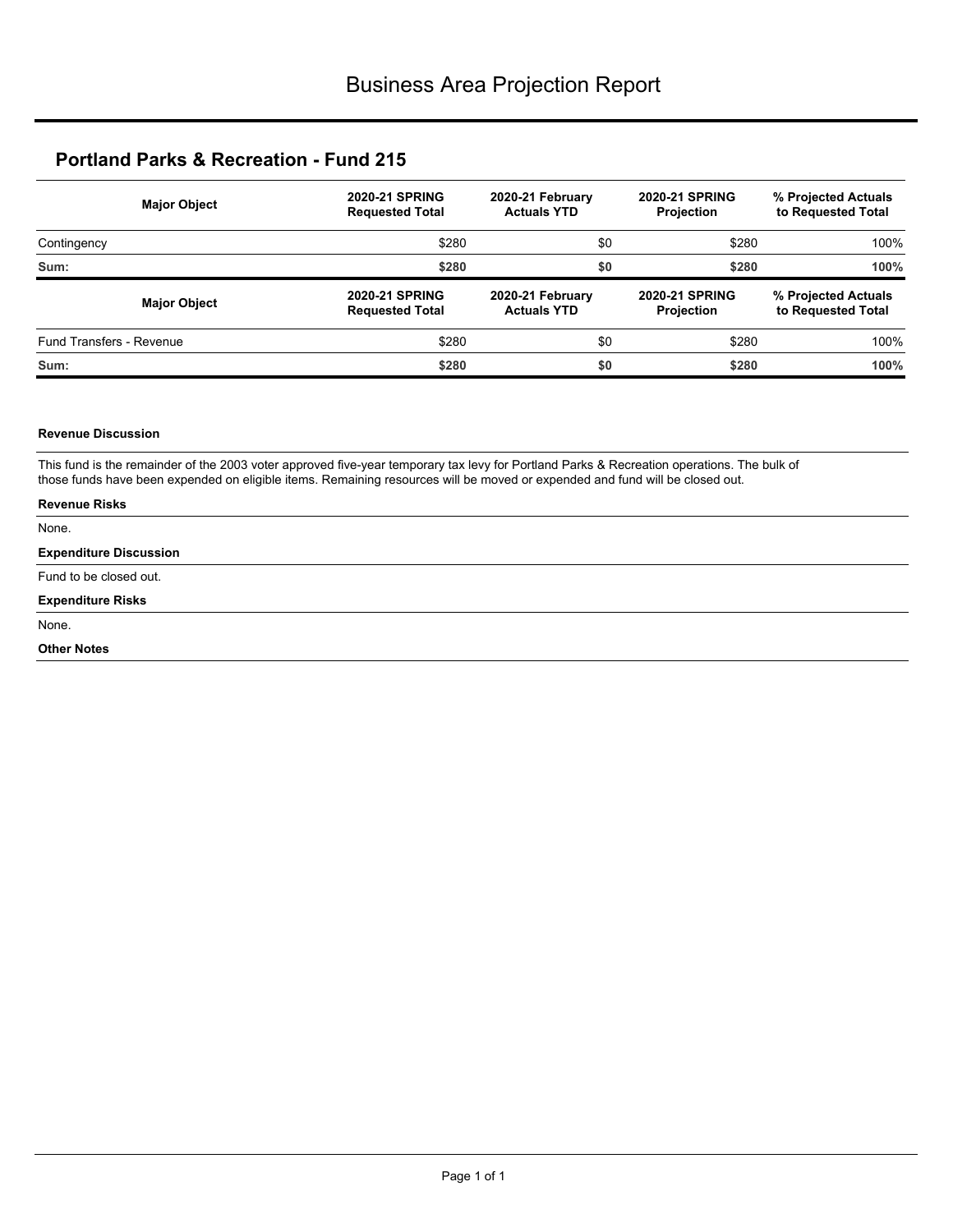# Business Area Projection Report

## Portland Parks & Recreation - Fund 215

| Major Object | 2020-21 SPRING Requested Total | 2020-21 February Actuals YTD | 2020-21 SPRING Projection | % Projected Actuals to Requested Total |
|---|---|---|---|---|
| Contingency | $280 | $0 | $280 | 100% |
| **Sum:** | **$280** | **$0** | **$280** | **100%** |

| Major Object | 2020-21 SPRING Requested Total | 2020-21 February Actuals YTD | 2020-21 SPRING Projection | % Projected Actuals to Requested Total |
|---|---|---|---|---|
| Fund Transfers - Revenue | $280 | $0 | $280 | 100% |
| **Sum:** | **$280** | **$0** | **$280** | **100%** |

**Revenue Discussion**

This fund is the remainder of the 2003 voter approved five-year temporary tax levy for Portland Parks & Recreation operations. The bulk of those funds have been expended on eligible items. Remaining resources will be moved or expended and fund will be closed out.

**Revenue Risks**

None.

**Expenditure Discussion**

Fund to be closed out.

**Expenditure Risks**

None.

**Other Notes**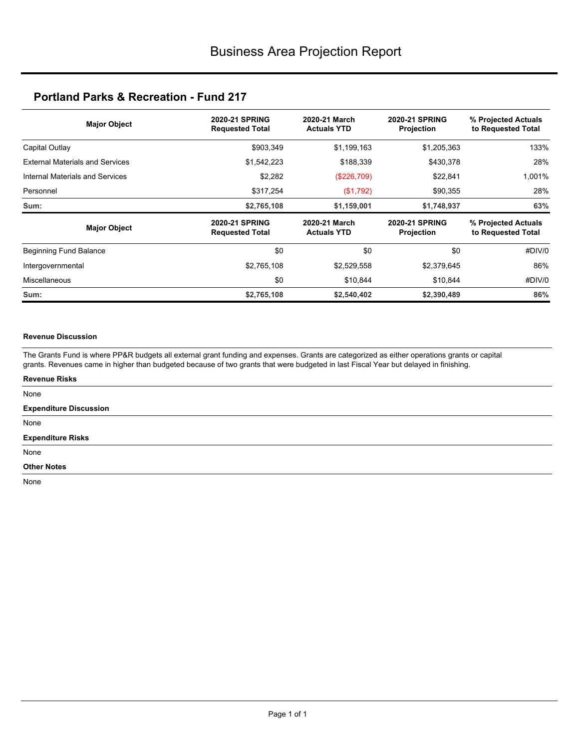# Business Area Projection Report

## Portland Parks & Recreation - Fund 217

| Major Object | 2020-21 SPRING Requested Total | 2020-21 March Actuals YTD | 2020-21 SPRING Projection | % Projected Actuals to Requested Total |
|---|---|---|---|---|
| Capital Outlay | $903,349 | $1,199,163 | $1,205,363 | 133% |
| External Materials and Services | $1,542,223 | $188,339 | $430,378 | 28% |
| Internal Materials and Services | $2,282 | ($226,709) | $22,841 | 1,001% |
| Personnel | $317,254 | ($1,792) | $90,355 | 28% |
| **Sum:** | **$2,765,108** | **$1,159,001** | **$1,748,937** | **63%** |

| Major Object | 2020-21 SPRING Requested Total | 2020-21 March Actuals YTD | 2020-21 SPRING Projection | % Projected Actuals to Requested Total |
|---|---|---|---|---|
| Beginning Fund Balance | $0 | $0 | $0 | #DIV/0 |
| Intergovernmental | $2,765,108 | $2,529,558 | $2,379,645 | 86% |
| Miscellaneous | $0 | $10,844 | $10,844 | #DIV/0 |
| **Sum:** | **$2,765,108** | **$2,540,402** | **$2,390,489** | **86%** |

**Revenue Discussion**

The Grants Fund is where PP&R budgets all external grant funding and expenses. Grants are categorized as either operations grants or capital grants. Revenues came in higher than budgeted because of two grants that were budgeted in last Fiscal Year but delayed in finishing.

**Revenue Risks**

None

**Expenditure Discussion**

None

**Expenditure Risks**

None

**Other Notes**

None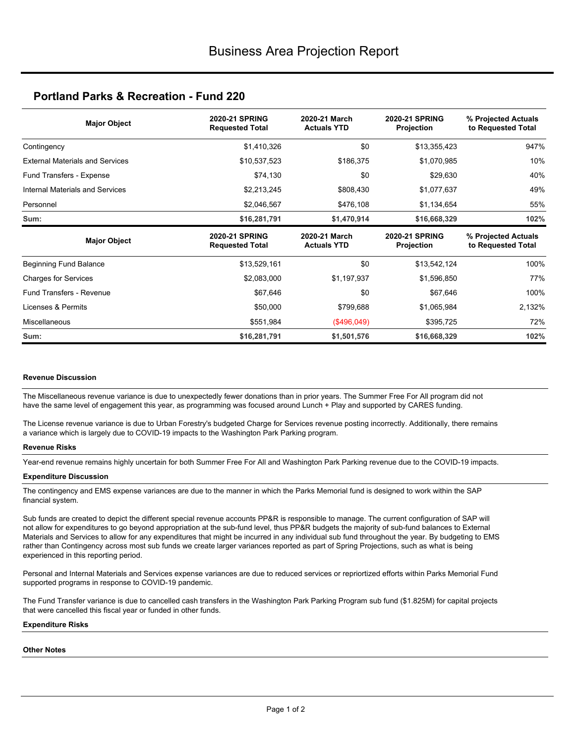# Business Area Projection Report

## Portland Parks & Recreation - Fund 220

| Major Object | 2020-21 SPRING Requested Total | 2020-21 March Actuals YTD | 2020-21 SPRING Projection | % Projected Actuals to Requested Total |
|---|---|---|---|---|
| Contingency | $1,410,326 | $0 | $13,355,423 | 947% |
| External Materials and Services | $10,537,523 | $186,375 | $1,070,985 | 10% |
| Fund Transfers - Expense | $74,130 | $0 | $29,630 | 40% |
| Internal Materials and Services | $2,213,245 | $808,430 | $1,077,637 | 49% |
| Personnel | $2,046,567 | $476,108 | $1,134,654 | 55% |
| **Sum:** | **$16,281,791** | **$1,470,914** | **$16,668,329** | **102%** |

| Major Object | 2020-21 SPRING Requested Total | 2020-21 March Actuals YTD | 2020-21 SPRING Projection | % Projected Actuals to Requested Total |
|---|---|---|---|---|
| Beginning Fund Balance | $13,529,161 | $0 | $13,542,124 | 100% |
| Charges for Services | $2,083,000 | $1,197,937 | $1,596,850 | 77% |
| Fund Transfers - Revenue | $67,646 | $0 | $67,646 | 100% |
| Licenses & Permits | $50,000 | $799,688 | $1,065,984 | 2,132% |
| Miscellaneous | $551,984 | ($496,049) | $395,725 | 72% |
| **Sum:** | **$16,281,791** | **$1,501,576** | **$16,668,329** | **102%** |

#### Revenue Discussion

The Miscellaneous revenue variance is due to unexpectedly fewer donations than in prior years. The Summer Free For All program did not have the same level of engagement this year, as programming was focused around Lunch + Play and supported by CARES funding.

The License revenue variance is due to Urban Forestry's budgeted Charge for Services revenue posting incorrectly. Additionally, there remains a variance which is largely due to COVID-19 impacts to the Washington Park Parking program.

#### Revenue Risks

Year-end revenue remains highly uncertain for both Summer Free For All and Washington Park Parking revenue due to the COVID-19 impacts.

#### Expenditure Discussion

The contingency and EMS expense variances are due to the manner in which the Parks Memorial fund is designed to work within the SAP financial system.

Sub funds are created to depict the different special revenue accounts PP&R is responsible to manage. The current configuration of SAP will not allow for expenditures to go beyond appropriation at the sub-fund level, thus PP&R budgets the majority of sub-fund balances to External Materials and Services to allow for any expenditures that might be incurred in any individual sub fund throughout the year. By budgeting to EMS rather than Contingency across most sub funds we create larger variances reported as part of Spring Projections, such as what is being experienced in this reporting period.

Personal and Internal Materials and Services expense variances are due to reduced services or repriortized efforts within Parks Memorial Fund supported programs in response to COVID-19 pandemic.

The Fund Transfer variance is due to cancelled cash transfers in the Washington Park Parking Program sub fund ($1.825M) for capital projects that were cancelled this fiscal year or funded in other funds.

#### Expenditure Risks

#### Other Notes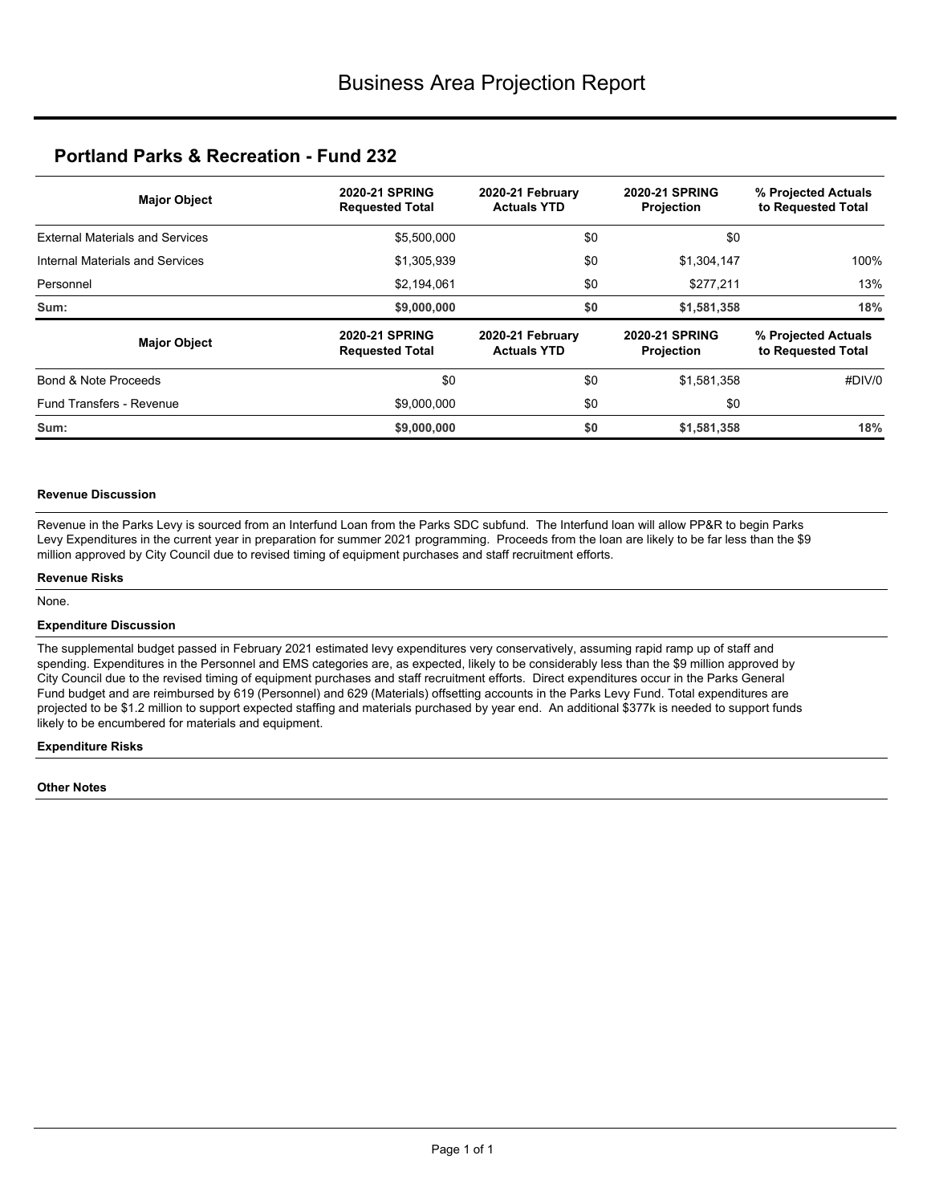# Business Area Projection Report

## Portland Parks & Recreation - Fund 232

| Major Object | 2020-21 SPRING Requested Total | 2020-21 February Actuals YTD | 2020-21 SPRING Projection | % Projected Actuals to Requested Total |
|---|---|---|---|---|
| External Materials and Services | $5,500,000 | $0 | $0 | |
| Internal Materials and Services | $1,305,939 | $0 | $1,304,147 | 100% |
| Personnel | $2,194,061 | $0 | $277,211 | 13% |
| **Sum:** | **$9,000,000** | **$0** | **$1,581,358** | **18%** |

| Major Object | 2020-21 SPRING Requested Total | 2020-21 February Actuals YTD | 2020-21 SPRING Projection | % Projected Actuals to Requested Total |
|---|---|---|---|---|
| Bond & Note Proceeds | $0 | $0 | $1,581,358 | #DIV/0 |
| Fund Transfers - Revenue | $9,000,000 | $0 | $0 | |
| **Sum:** | **$9,000,000** | **$0** | **$1,581,358** | **18%** |

**Revenue Discussion**

Revenue in the Parks Levy is sourced from an Interfund Loan from the Parks SDC subfund. The Interfund loan will allow PP&R to begin Parks Levy Expenditures in the current year in preparation for summer 2021 programming. Proceeds from the loan are likely to be far less than the $9 million approved by City Council due to revised timing of equipment purchases and staff recruitment efforts.

**Revenue Risks**

None.

**Expenditure Discussion**

The supplemental budget passed in February 2021 estimated levy expenditures very conservatively, assuming rapid ramp up of staff and spending. Expenditures in the Personnel and EMS categories are, as expected, likely to be considerably less than the $9 million approved by City Council due to the revised timing of equipment purchases and staff recruitment efforts. Direct expenditures occur in the Parks General Fund budget and are reimbursed by 619 (Personnel) and 629 (Materials) offsetting accounts in the Parks Levy Fund. Total expenditures are projected to be $1.2 million to support expected staffing and materials purchased by year end. An additional $377k is needed to support funds likely to be encumbered for materials and equipment.

**Expenditure Risks**

**Other Notes**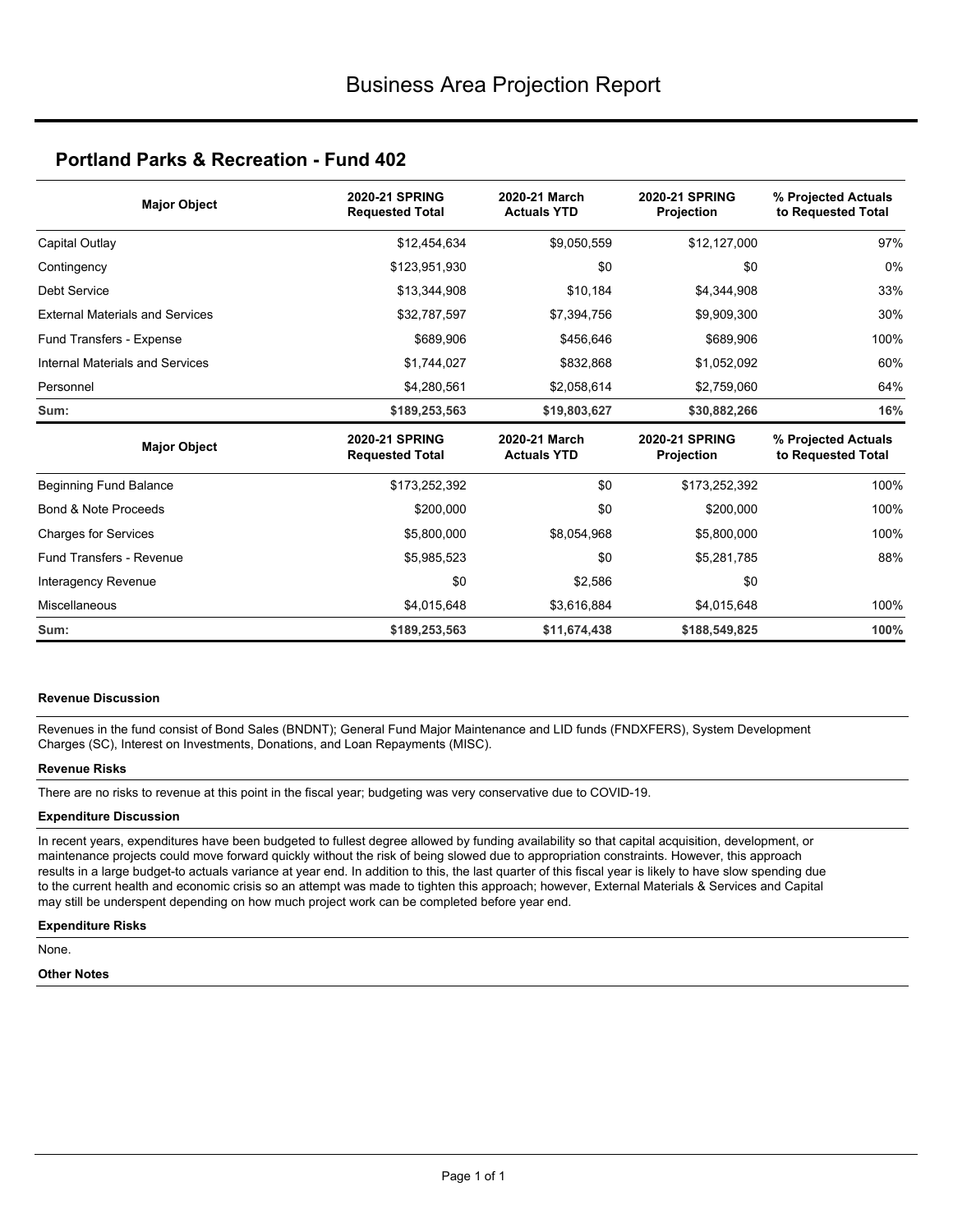# Business Area Projection Report

## Portland Parks & Recreation - Fund 402

| Major Object | 2020-21 SPRING Requested Total | 2020-21 March Actuals YTD | 2020-21 SPRING Projection | % Projected Actuals to Requested Total |
|---|---|---|---|---|
| Capital Outlay | $12,454,634 | $9,050,559 | $12,127,000 | 97% |
| Contingency | $123,951,930 | $0 | $0 | 0% |
| Debt Service | $13,344,908 | $10,184 | $4,344,908 | 33% |
| External Materials and Services | $32,787,597 | $7,394,756 | $9,909,300 | 30% |
| Fund Transfers - Expense | $689,906 | $456,646 | $689,906 | 100% |
| Internal Materials and Services | $1,744,027 | $832,868 | $1,052,092 | 60% |
| Personnel | $4,280,561 | $2,058,614 | $2,759,060 | 64% |
| **Sum:** | **$189,253,563** | **$19,803,627** | **$30,882,266** | **16%** |

| Major Object | 2020-21 SPRING Requested Total | 2020-21 March Actuals YTD | 2020-21 SPRING Projection | % Projected Actuals to Requested Total |
|---|---|---|---|---|
| Beginning Fund Balance | $173,252,392 | $0 | $173,252,392 | 100% |
| Bond & Note Proceeds | $200,000 | $0 | $200,000 | 100% |
| Charges for Services | $5,800,000 | $8,054,968 | $5,800,000 | 100% |
| Fund Transfers - Revenue | $5,985,523 | $0 | $5,281,785 | 88% |
| Interagency Revenue | $0 | $2,586 | $0 | |
| Miscellaneous | $4,015,648 | $3,616,884 | $4,015,648 | 100% |
| **Sum:** | **$189,253,563** | **$11,674,438** | **$188,549,825** | **100%** |

**Revenue Discussion**

Revenues in the fund consist of Bond Sales (BNDNT); General Fund Major Maintenance and LID funds (FNDXFERS), System Development Charges (SC), Interest on Investments, Donations, and Loan Repayments (MISC).

**Revenue Risks**

There are no risks to revenue at this point in the fiscal year; budgeting was very conservative due to COVID-19.

**Expenditure Discussion**

In recent years, expenditures have been budgeted to fullest degree allowed by funding availability so that capital acquisition, development, or maintenance projects could move forward quickly without the risk of being slowed due to appropriation constraints. However, this approach results in a large budget-to actuals variance at year end. In addition to this, the last quarter of this fiscal year is likely to have slow spending due to the current health and economic crisis so an attempt was made to tighten this approach; however, External Materials & Services and Capital may still be underspent depending on how much project work can be completed before year end.

**Expenditure Risks**

None.

**Other Notes**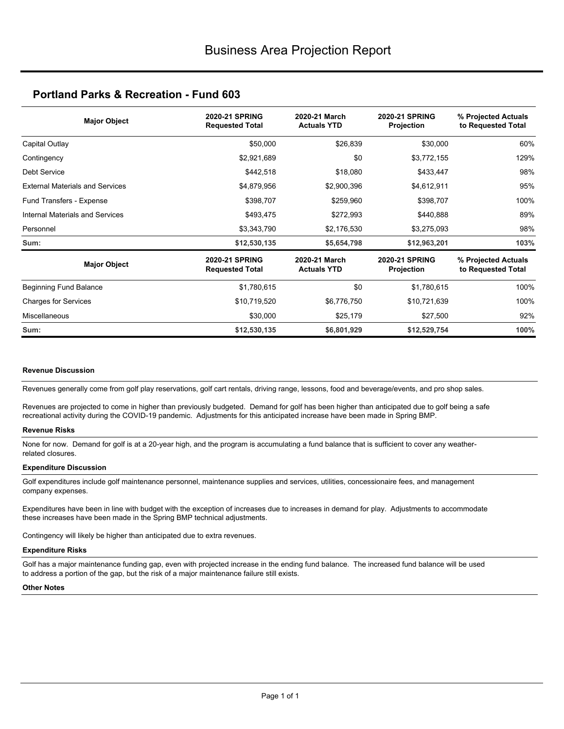# Business Area Projection Report

## Portland Parks & Recreation - Fund 603

| Major Object | 2020-21 SPRING Requested Total | 2020-21 March Actuals YTD | 2020-21 SPRING Projection | % Projected Actuals to Requested Total |
|---|---|---|---|---|
| Capital Outlay | $50,000 | $26,839 | $30,000 | 60% |
| Contingency | $2,921,689 | $0 | $3,772,155 | 129% |
| Debt Service | $442,518 | $18,080 | $433,447 | 98% |
| External Materials and Services | $4,879,956 | $2,900,396 | $4,612,911 | 95% |
| Fund Transfers - Expense | $398,707 | $259,960 | $398,707 | 100% |
| Internal Materials and Services | $493,475 | $272,993 | $440,888 | 89% |
| Personnel | $3,343,790 | $2,176,530 | $3,275,093 | 98% |
| **Sum:** | **$12,530,135** | **$5,654,798** | **$12,963,201** | **103%** |

| Major Object | 2020-21 SPRING Requested Total | 2020-21 March Actuals YTD | 2020-21 SPRING Projection | % Projected Actuals to Requested Total |
|---|---|---|---|---|
| Beginning Fund Balance | $1,780,615 | $0 | $1,780,615 | 100% |
| Charges for Services | $10,719,520 | $6,776,750 | $10,721,639 | 100% |
| Miscellaneous | $30,000 | $25,179 | $27,500 | 92% |
| **Sum:** | **$12,530,135** | **$6,801,929** | **$12,529,754** | **100%** |

#### Revenue Discussion

Revenues generally come from golf play reservations, golf cart rentals, driving range, lessons, food and beverage/events, and pro shop sales.

Revenues are projected to come in higher than previously budgeted. Demand for golf has been higher than anticipated due to golf being a safe recreational activity during the COVID-19 pandemic. Adjustments for this anticipated increase have been made in Spring BMP.

#### Revenue Risks

None for now. Demand for golf is at a 20-year high, and the program is accumulating a fund balance that is sufficient to cover any weather-related closures.

#### Expenditure Discussion

Golf expenditures include golf maintenance personnel, maintenance supplies and services, utilities, concessionaire fees, and management company expenses.

Expenditures have been in line with budget with the exception of increases due to increases in demand for play. Adjustments to accommodate these increases have been made in the Spring BMP technical adjustments.

Contingency will likely be higher than anticipated due to extra revenues.

#### Expenditure Risks

Golf has a major maintenance funding gap, even with projected increase in the ending fund balance. The increased fund balance will be used to address a portion of the gap, but the risk of a major maintenance failure still exists.

#### Other Notes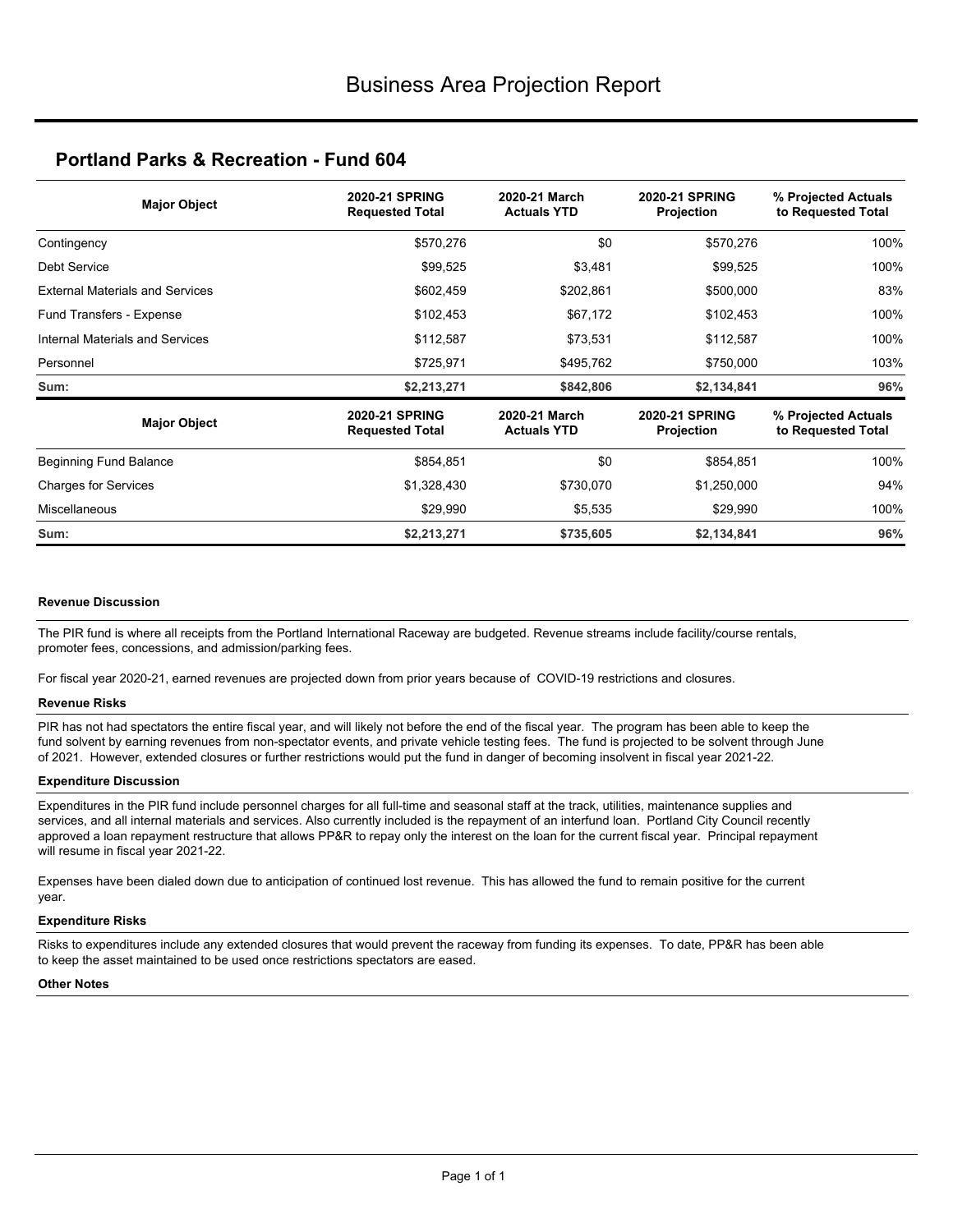# Business Area Projection Report

## Portland Parks & Recreation - Fund 604

| Major Object | 2020-21 SPRING Requested Total | 2020-21 March Actuals YTD | 2020-21 SPRING Projection | % Projected Actuals to Requested Total |
|---|---|---|---|---|
| Contingency | $570,276 | $0 | $570,276 | 100% |
| Debt Service | $99,525 | $3,481 | $99,525 | 100% |
| External Materials and Services | $602,459 | $202,861 | $500,000 | 83% |
| Fund Transfers - Expense | $102,453 | $67,172 | $102,453 | 100% |
| Internal Materials and Services | $112,587 | $73,531 | $112,587 | 100% |
| Personnel | $725,971 | $495,762 | $750,000 | 103% |
| **Sum:** | **$2,213,271** | **$842,806** | **$2,134,841** | **96%** |

| Major Object | 2020-21 SPRING Requested Total | 2020-21 March Actuals YTD | 2020-21 SPRING Projection | % Projected Actuals to Requested Total |
|---|---|---|---|---|
| Beginning Fund Balance | $854,851 | $0 | $854,851 | 100% |
| Charges for Services | $1,328,430 | $730,070 | $1,250,000 | 94% |
| Miscellaneous | $29,990 | $5,535 | $29,990 | 100% |
| **Sum:** | **$2,213,271** | **$735,605** | **$2,134,841** | **96%** |

#### Revenue Discussion

The PIR fund is where all receipts from the Portland International Raceway are budgeted. Revenue streams include facility/course rentals, promoter fees, concessions, and admission/parking fees.

For fiscal year 2020-21, earned revenues are projected down from prior years because of COVID-19 restrictions and closures.

#### Revenue Risks

PIR has not had spectators the entire fiscal year, and will likely not before the end of the fiscal year. The program has been able to keep the fund solvent by earning revenues from non-spectator events, and private vehicle testing fees. The fund is projected to be solvent through June of 2021. However, extended closures or further restrictions would put the fund in danger of becoming insolvent in fiscal year 2021-22.

#### Expenditure Discussion

Expenditures in the PIR fund include personnel charges for all full-time and seasonal staff at the track, utilities, maintenance supplies and services, and all internal materials and services. Also currently included is the repayment of an interfund loan. Portland City Council recently approved a loan repayment restructure that allows PP&R to repay only the interest on the loan for the current fiscal year. Principal repayment will resume in fiscal year 2021-22.

Expenses have been dialed down due to anticipation of continued lost revenue. This has allowed the fund to remain positive for the current year.

#### Expenditure Risks

Risks to expenditures include any extended closures that would prevent the raceway from funding its expenses. To date, PP&R has been able to keep the asset maintained to be used once restrictions spectators are eased.

#### Other Notes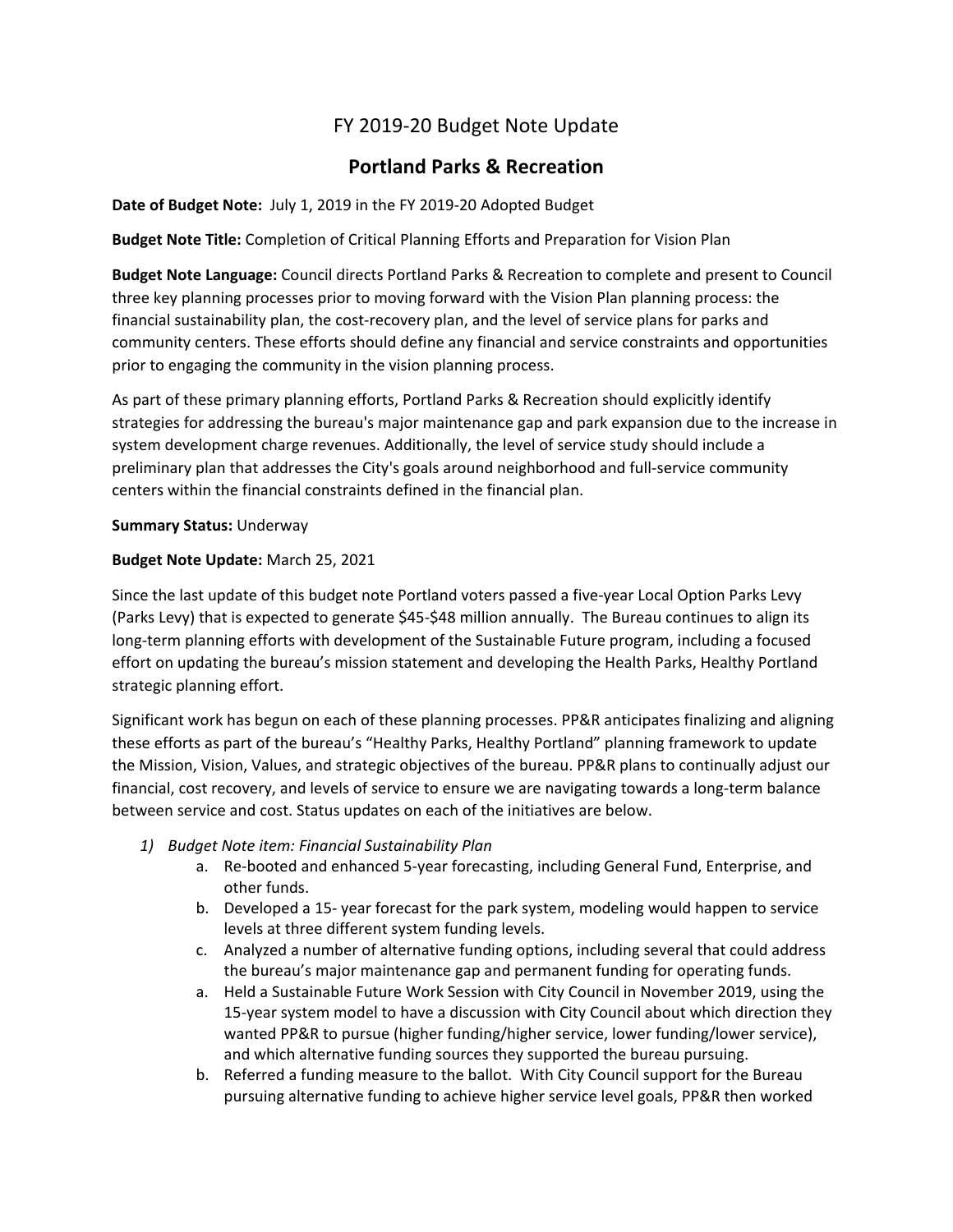# FY 2019-20 Budget Note Update

## Portland Parks & Recreation

**Date of Budget Note:** July 1, 2019 in the FY 2019-20 Adopted Budget

**Budget Note Title:** Completion of Critical Planning Efforts and Preparation for Vision Plan

**Budget Note Language:** Council directs Portland Parks & Recreation to complete and present to Council three key planning processes prior to moving forward with the Vision Plan planning process: the financial sustainability plan, the cost-recovery plan, and the level of service plans for parks and community centers. These efforts should define any financial and service constraints and opportunities prior to engaging the community in the vision planning process.

As part of these primary planning efforts, Portland Parks & Recreation should explicitly identify strategies for addressing the bureau's major maintenance gap and park expansion due to the increase in system development charge revenues. Additionally, the level of service study should include a preliminary plan that addresses the City's goals around neighborhood and full-service community centers within the financial constraints defined in the financial plan.

**Summary Status:** Underway

**Budget Note Update:** March 25, 2021

Since the last update of this budget note Portland voters passed a five-year Local Option Parks Levy (Parks Levy) that is expected to generate $45-$48 million annually. The Bureau continues to align its long-term planning efforts with development of the Sustainable Future program, including a focused effort on updating the bureau's mission statement and developing the Health Parks, Healthy Portland strategic planning effort.

Significant work has begun on each of these planning processes. PP&R anticipates finalizing and aligning these efforts as part of the bureau's "Healthy Parks, Healthy Portland" planning framework to update the Mission, Vision, Values, and strategic objectives of the bureau. PP&R plans to continually adjust our financial, cost recovery, and levels of service to ensure we are navigating towards a long-term balance between service and cost. Status updates on each of the initiatives are below.

1) *Budget Note item: Financial Sustainability Plan*
    a. Re-booted and enhanced 5-year forecasting, including General Fund, Enterprise, and other funds.
    b. Developed a 15- year forecast for the park system, modeling would happen to service levels at three different system funding levels.
    c. Analyzed a number of alternative funding options, including several that could address the bureau's major maintenance gap and permanent funding for operating funds.
    a. Held a Sustainable Future Work Session with City Council in November 2019, using the 15-year system model to have a discussion with City Council about which direction they wanted PP&R to pursue (higher funding/higher service, lower funding/lower service), and which alternative funding sources they supported the bureau pursuing.
    b. Referred a funding measure to the ballot. With City Council support for the Bureau pursuing alternative funding to achieve higher service level goals, PP&R then worked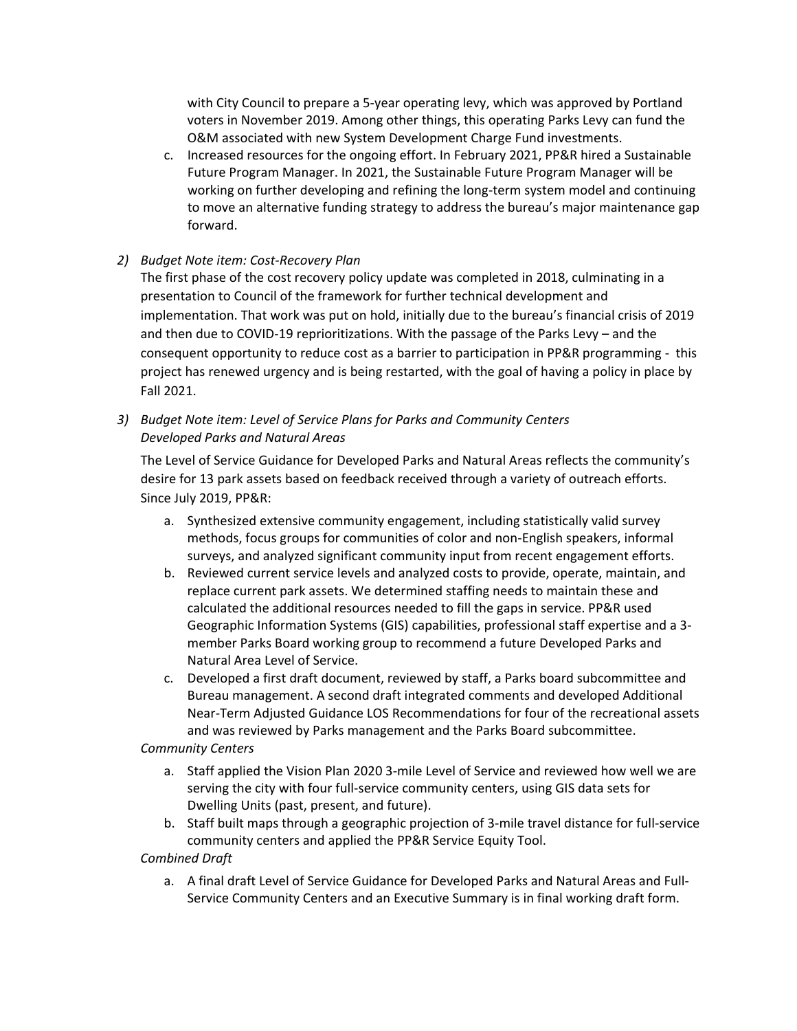with City Council to prepare a 5-year operating levy, which was approved by Portland voters in November 2019. Among other things, this operating Parks Levy can fund the O&M associated with new System Development Charge Fund investments.

c. Increased resources for the ongoing effort. In February 2021, PP&R hired a Sustainable Future Program Manager. In 2021, the Sustainable Future Program Manager will be working on further developing and refining the long-term system model and continuing to move an alternative funding strategy to address the bureau's major maintenance gap forward.

2) *Budget Note item: Cost-Recovery Plan*

The first phase of the cost recovery policy update was completed in 2018, culminating in a presentation to Council of the framework for further technical development and implementation. That work was put on hold, initially due to the bureau's financial crisis of 2019 and then due to COVID-19 reprioritizations. With the passage of the Parks Levy – and the consequent opportunity to reduce cost as a barrier to participation in PP&R programming - this project has renewed urgency and is being restarted, with the goal of having a policy in place by Fall 2021.

3) *Budget Note item: Level of Service Plans for Parks and Community Centers*

*Developed Parks and Natural Areas*

The Level of Service Guidance for Developed Parks and Natural Areas reflects the community's desire for 13 park assets based on feedback received through a variety of outreach efforts. Since July 2019, PP&R:

a. Synthesized extensive community engagement, including statistically valid survey methods, focus groups for communities of color and non-English speakers, informal surveys, and analyzed significant community input from recent engagement efforts.

b. Reviewed current service levels and analyzed costs to provide, operate, maintain, and replace current park assets. We determined staffing needs to maintain these and calculated the additional resources needed to fill the gaps in service. PP&R used Geographic Information Systems (GIS) capabilities, professional staff expertise and a 3-member Parks Board working group to recommend a future Developed Parks and Natural Area Level of Service.

c. Developed a first draft document, reviewed by staff, a Parks board subcommittee and Bureau management. A second draft integrated comments and developed Additional Near-Term Adjusted Guidance LOS Recommendations for four of the recreational assets and was reviewed by Parks management and the Parks Board subcommittee.

*Community Centers*

a. Staff applied the Vision Plan 2020 3-mile Level of Service and reviewed how well we are serving the city with four full-service community centers, using GIS data sets for Dwelling Units (past, present, and future).

b. Staff built maps through a geographic projection of 3-mile travel distance for full-service community centers and applied the PP&R Service Equity Tool.

*Combined Draft*

a. A final draft Level of Service Guidance for Developed Parks and Natural Areas and Full-Service Community Centers and an Executive Summary is in final working draft form.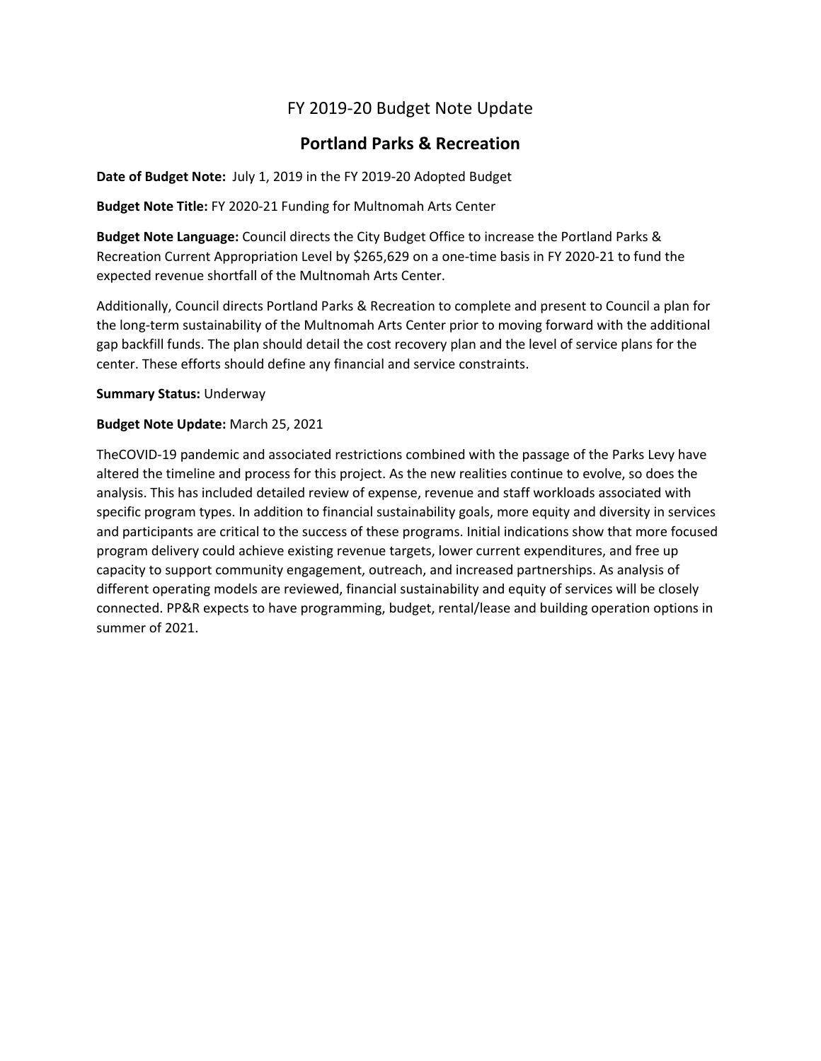# FY 2019-20 Budget Note Update

## Portland Parks & Recreation

**Date of Budget Note:** July 1, 2019 in the FY 2019-20 Adopted Budget

**Budget Note Title:** FY 2020-21 Funding for Multnomah Arts Center

**Budget Note Language:** Council directs the City Budget Office to increase the Portland Parks & Recreation Current Appropriation Level by $265,629 on a one-time basis in FY 2020-21 to fund the expected revenue shortfall of the Multnomah Arts Center.

Additionally, Council directs Portland Parks & Recreation to complete and present to Council a plan for the long-term sustainability of the Multnomah Arts Center prior to moving forward with the additional gap backfill funds. The plan should detail the cost recovery plan and the level of service plans for the center. These efforts should define any financial and service constraints.

**Summary Status:** Underway

**Budget Note Update:** March 25, 2021

TheCOVID-19 pandemic and associated restrictions combined with the passage of the Parks Levy have altered the timeline and process for this project. As the new realities continue to evolve, so does the analysis. This has included detailed review of expense, revenue and staff workloads associated with specific program types. In addition to financial sustainability goals, more equity and diversity in services and participants are critical to the success of these programs. Initial indications show that more focused program delivery could achieve existing revenue targets, lower current expenditures, and free up capacity to support community engagement, outreach, and increased partnerships. As analysis of different operating models are reviewed, financial sustainability and equity of services will be closely connected. PP&R expects to have programming, budget, rental/lease and building operation options in summer of 2021.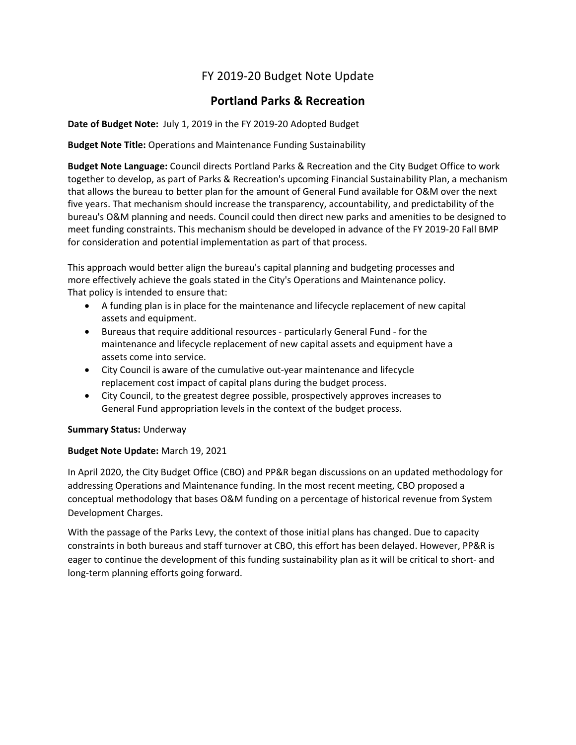# FY 2019-20 Budget Note Update

## Portland Parks & Recreation

**Date of Budget Note:** July 1, 2019 in the FY 2019-20 Adopted Budget

**Budget Note Title:** Operations and Maintenance Funding Sustainability

**Budget Note Language:** Council directs Portland Parks & Recreation and the City Budget Office to work together to develop, as part of Parks & Recreation's upcoming Financial Sustainability Plan, a mechanism that allows the bureau to better plan for the amount of General Fund available for O&M over the next five years. That mechanism should increase the transparency, accountability, and predictability of the bureau's O&M planning and needs. Council could then direct new parks and amenities to be designed to meet funding constraints. This mechanism should be developed in advance of the FY 2019-20 Fall BMP for consideration and potential implementation as part of that process.

This approach would better align the bureau's capital planning and budgeting processes and more effectively achieve the goals stated in the City's Operations and Maintenance policy. That policy is intended to ensure that:

- A funding plan is in place for the maintenance and lifecycle replacement of new capital assets and equipment.
- Bureaus that require additional resources - particularly General Fund - for the maintenance and lifecycle replacement of new capital assets and equipment have a assets come into service.
- City Council is aware of the cumulative out-year maintenance and lifecycle replacement cost impact of capital plans during the budget process.
- City Council, to the greatest degree possible, prospectively approves increases to General Fund appropriation levels in the context of the budget process.

**Summary Status:** Underway

**Budget Note Update:** March 19, 2021

In April 2020, the City Budget Office (CBO) and PP&R began discussions on an updated methodology for addressing Operations and Maintenance funding. In the most recent meeting, CBO proposed a conceptual methodology that bases O&M funding on a percentage of historical revenue from System Development Charges.

With the passage of the Parks Levy, the context of those initial plans has changed. Due to capacity constraints in both bureaus and staff turnover at CBO, this effort has been delayed. However, PP&R is eager to continue the development of this funding sustainability plan as it will be critical to short- and long-term planning efforts going forward.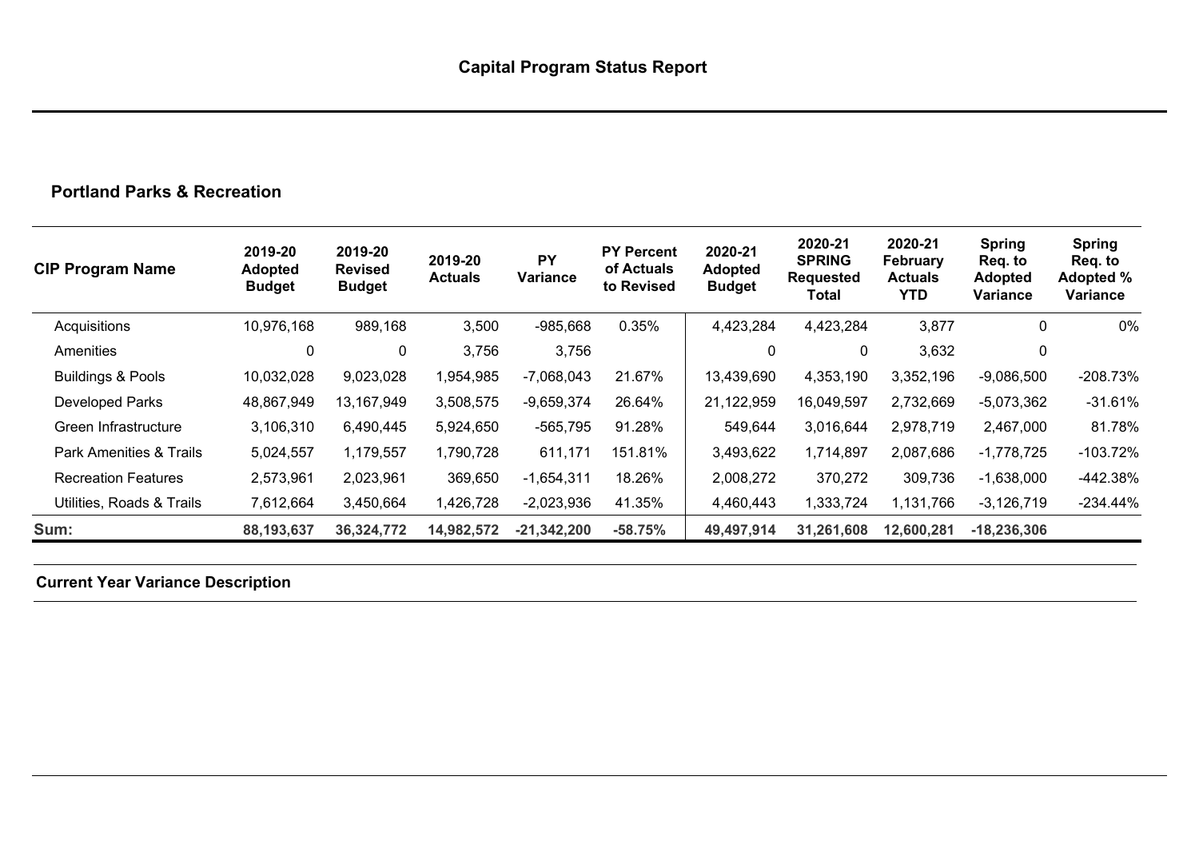# Capital Program Status Report

## Portland Parks & Recreation

| CIP Program Name | 2019-20 Adopted Budget | 2019-20 Revised Budget | 2019-20 Actuals | PY Variance | PY Percent of Actuals to Revised | 2020-21 Adopted Budget | 2020-21 SPRING Requested Total | 2020-21 February Actuals YTD | Spring Req. to Adopted Variance | Spring Req. to Adopted % Variance |
|---|---|---|---|---|---|---|---|---|---|---|
| Acquisitions | 10,976,168 | 989,168 | 3,500 | -985,668 | 0.35% | 4,423,284 | 4,423,284 | 3,877 | 0 | 0% |
| Amenities | 0 | 0 | 3,756 | 3,756 | | 0 | 0 | 3,632 | 0 | |
| Buildings & Pools | 10,032,028 | 9,023,028 | 1,954,985 | -7,068,043 | 21.67% | 13,439,690 | 4,353,190 | 3,352,196 | -9,086,500 | -208.73% |
| Developed Parks | 48,867,949 | 13,167,949 | 3,508,575 | -9,659,374 | 26.64% | 21,122,959 | 16,049,597 | 2,732,669 | -5,073,362 | -31.61% |
| Green Infrastructure | 3,106,310 | 6,490,445 | 5,924,650 | -565,795 | 91.28% | 549,644 | 3,016,644 | 2,978,719 | 2,467,000 | 81.78% |
| Park Amenities & Trails | 5,024,557 | 1,179,557 | 1,790,728 | 611,171 | 151.81% | 3,493,622 | 1,714,897 | 2,087,686 | -1,778,725 | -103.72% |
| Recreation Features | 2,573,961 | 2,023,961 | 369,650 | -1,654,311 | 18.26% | 2,008,272 | 370,272 | 309,736 | -1,638,000 | -442.38% |
| Utilities, Roads & Trails | 7,612,664 | 3,450,664 | 1,426,728 | -2,023,936 | 41.35% | 4,460,443 | 1,333,724 | 1,131,766 | -3,126,719 | -234.44% |
| **Sum:** | **88,193,637** | **36,324,772** | **14,982,572** | **-21,342,200** | **-58.75%** | **49,497,914** | **31,261,608** | **12,600,281** | **-18,236,306** | |

**Current Year Variance Description**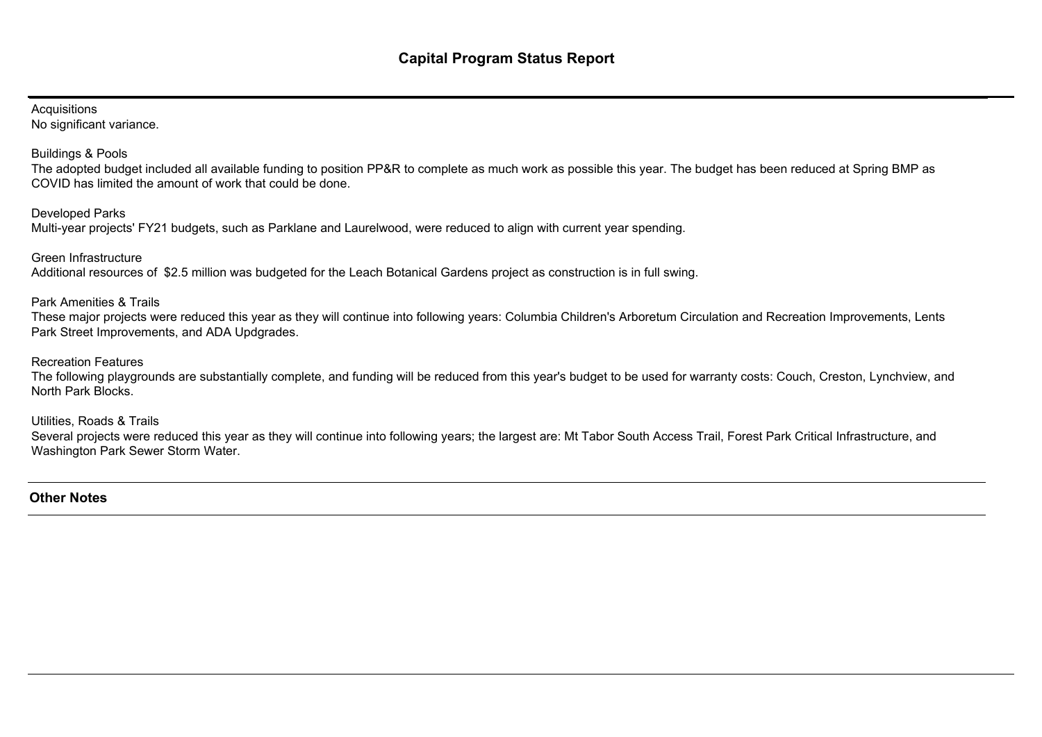# Capital Program Status Report

Acquisitions
No significant variance.

Buildings & Pools
The adopted budget included all available funding to position PP&R to complete as much work as possible this year. The budget has been reduced at Spring BMP as COVID has limited the amount of work that could be done.

Developed Parks
Multi-year projects' FY21 budgets, such as Parklane and Laurelwood, were reduced to align with current year spending.

Green Infrastructure
Additional resources of $2.5 million was budgeted for the Leach Botanical Gardens project as construction is in full swing.

Park Amenities & Trails
These major projects were reduced this year as they will continue into following years: Columbia Children's Arboretum Circulation and Recreation Improvements, Lents Park Street Improvements, and ADA Updgrades.

Recreation Features
The following playgrounds are substantially complete, and funding will be reduced from this year's budget to be used for warranty costs: Couch, Creston, Lynchview, and North Park Blocks.

Utilities, Roads & Trails
Several projects were reduced this year as they will continue into following years; the largest are: Mt Tabor South Access Trail, Forest Park Critical Infrastructure, and Washington Park Sewer Storm Water.

**Other Notes**